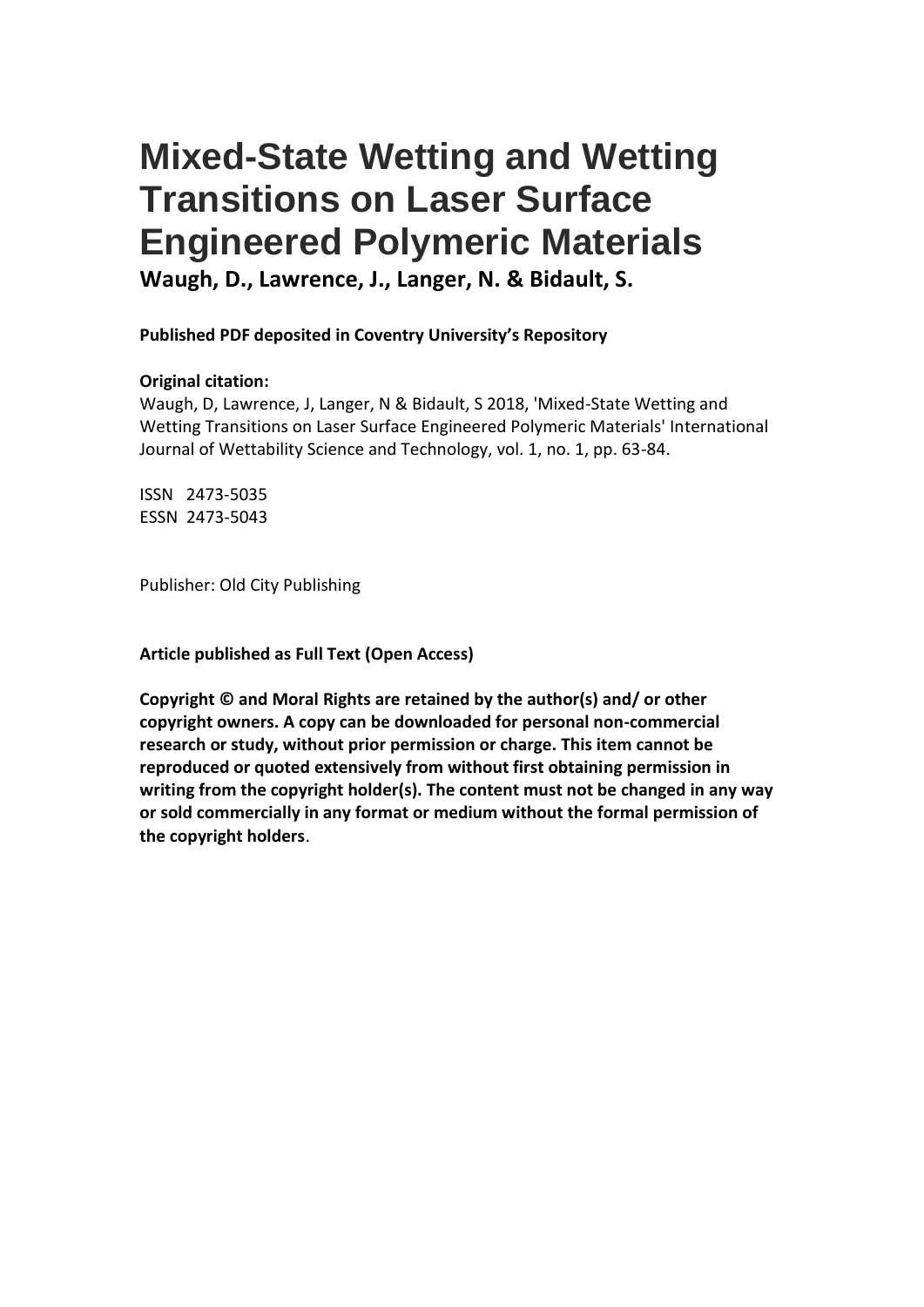# Mixed-State Wetting and Wetting Transitions on Laser Surface Engineered Polymeric Materials

**Waugh, D., Lawrence, J., Langer, N. & Bidault, S.**

**Published PDF deposited in Coventry University's Repository**

**Original citation:**

Waugh, D, Lawrence, J, Langer, N & Bidault, S 2018, 'Mixed-State Wetting and Wetting Transitions on Laser Surface Engineered Polymeric Materials' International Journal of Wettability Science and Technology, vol. 1, no. 1, pp. 63-84.

ISSN 2473-5035
ESSN 2473-5043

Publisher: Old City Publishing

**Article published as Full Text (Open Access)**

**Copyright © and Moral Rights are retained by the author(s) and/ or other copyright owners. A copy can be downloaded for personal non-commercial research or study, without prior permission or charge. This item cannot be reproduced or quoted extensively from without first obtaining permission in writing from the copyright holder(s). The content must not be changed in any way or sold commercially in any format or medium without the formal permission of the copyright holders**.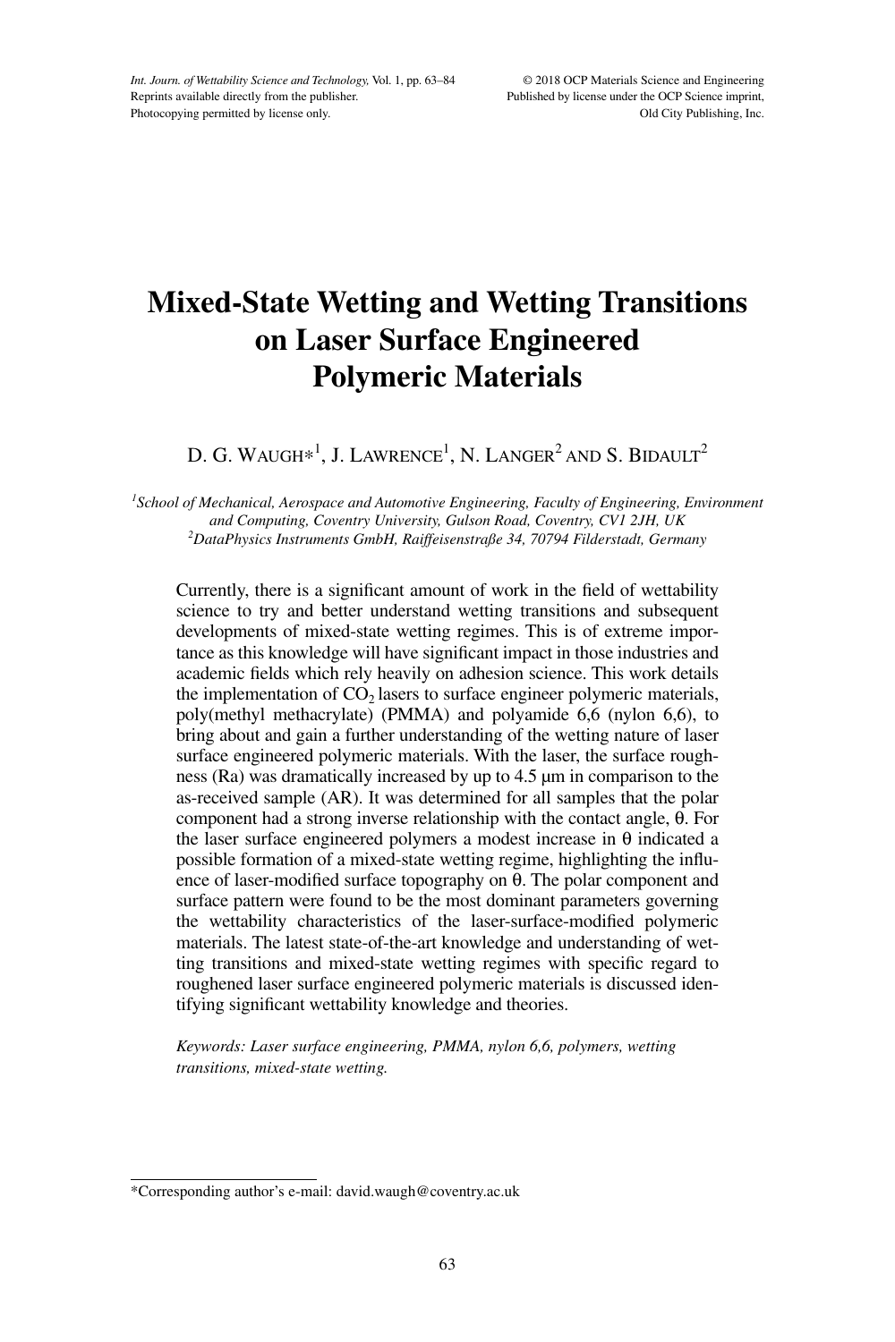# Mixed-State Wetting and Wetting Transitions on Laser Surface Engineered Polymeric Materials

D. G. Waugh*[1], J. Lawrence[1], N. Langer[2] and S. Bidault[2]

[1]*School of Mechanical, Aerospace and Automotive Engineering, Faculty of Engineering, Environment and Computing, Coventry University, Gulson Road, Coventry, CV1 2JH, UK*
[2]*DataPhysics Instruments GmbH, Raiffeisenstraße 34, 70794 Filderstadt, Germany*

Currently, there is a significant amount of work in the field of wettability science to try and better understand wetting transitions and subsequent developments of mixed-state wetting regimes. This is of extreme importance as this knowledge will have significant impact in those industries and academic fields which rely heavily on adhesion science. This work details the implementation of $CO_2$ lasers to surface engineer polymeric materials, poly(methyl methacrylate) (PMMA) and polyamide 6,6 (nylon 6,6), to bring about and gain a further understanding of the wetting nature of laser surface engineered polymeric materials. With the laser, the surface roughness (Ra) was dramatically increased by up to 4.5 μm in comparison to the as-received sample (AR). It was determined for all samples that the polar component had a strong inverse relationship with the contact angle, θ. For the laser surface engineered polymers a modest increase in θ indicated a possible formation of a mixed-state wetting regime, highlighting the influence of laser-modified surface topography on θ. The polar component and surface pattern were found to be the most dominant parameters governing the wettability characteristics of the laser-surface-modified polymeric materials. The latest state-of-the-art knowledge and understanding of wetting transitions and mixed-state wetting regimes with specific regard to roughened laser surface engineered polymeric materials is discussed identifying significant wettability knowledge and theories.

*Keywords: Laser surface engineering, PMMA, nylon 6,6, polymers, wetting transitions, mixed-state wetting.*

*Corresponding author's e-mail: david.waugh@coventry.ac.uk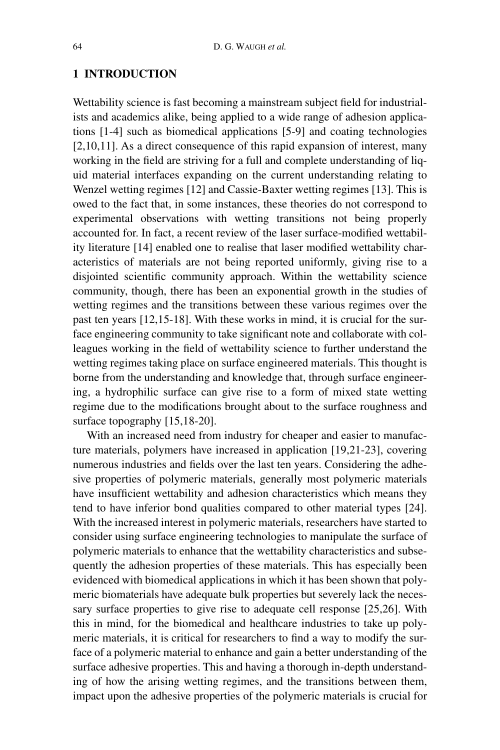## 1 INTRODUCTION

Wettability science is fast becoming a mainstream subject field for industrialists and academics alike, being applied to a wide range of adhesion applications [1-4] such as biomedical applications [5-9] and coating technologies [2,10,11]. As a direct consequence of this rapid expansion of interest, many working in the field are striving for a full and complete understanding of liquid material interfaces expanding on the current understanding relating to Wenzel wetting regimes [12] and Cassie-Baxter wetting regimes [13]. This is owed to the fact that, in some instances, these theories do not correspond to experimental observations with wetting transitions not being properly accounted for. In fact, a recent review of the laser surface-modified wettability literature [14] enabled one to realise that laser modified wettability characteristics of materials are not being reported uniformly, giving rise to a disjointed scientific community approach. Within the wettability science community, though, there has been an exponential growth in the studies of wetting regimes and the transitions between these various regimes over the past ten years [12,15-18]. With these works in mind, it is crucial for the surface engineering community to take significant note and collaborate with colleagues working in the field of wettability science to further understand the wetting regimes taking place on surface engineered materials. This thought is borne from the understanding and knowledge that, through surface engineering, a hydrophilic surface can give rise to a form of mixed state wetting regime due to the modifications brought about to the surface roughness and surface topography [15,18-20].

With an increased need from industry for cheaper and easier to manufacture materials, polymers have increased in application [19,21-23], covering numerous industries and fields over the last ten years. Considering the adhesive properties of polymeric materials, generally most polymeric materials have insufficient wettability and adhesion characteristics which means they tend to have inferior bond qualities compared to other material types [24]. With the increased interest in polymeric materials, researchers have started to consider using surface engineering technologies to manipulate the surface of polymeric materials to enhance that the wettability characteristics and subsequently the adhesion properties of these materials. This has especially been evidenced with biomedical applications in which it has been shown that polymeric biomaterials have adequate bulk properties but severely lack the necessary surface properties to give rise to adequate cell response [25,26]. With this in mind, for the biomedical and healthcare industries to take up polymeric materials, it is critical for researchers to find a way to modify the surface of a polymeric material to enhance and gain a better understanding of the surface adhesive properties. This and having a thorough in-depth understanding of how the arising wetting regimes, and the transitions between them, impact upon the adhesive properties of the polymeric materials is crucial for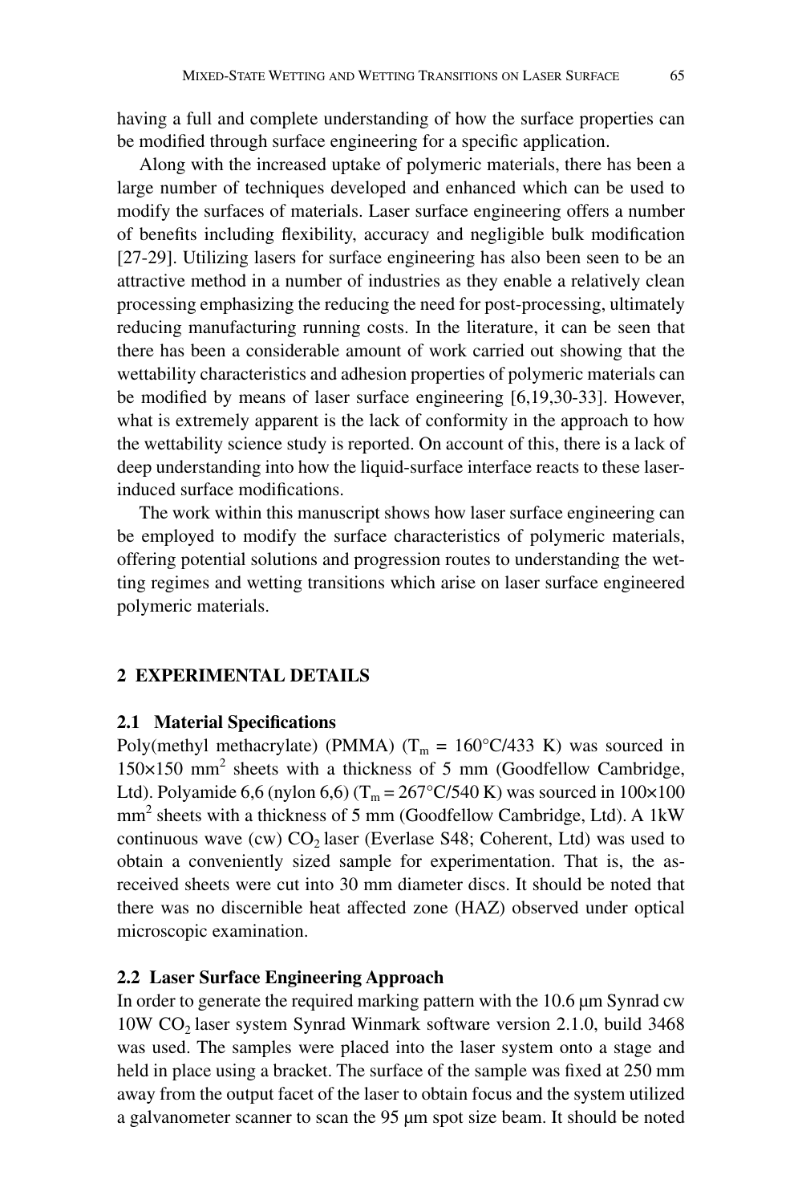having a full and complete understanding of how the surface properties can be modified through surface engineering for a specific application.

Along with the increased uptake of polymeric materials, there has been a large number of techniques developed and enhanced which can be used to modify the surfaces of materials. Laser surface engineering offers a number of benefits including flexibility, accuracy and negligible bulk modification [27-29]. Utilizing lasers for surface engineering has also been seen to be an attractive method in a number of industries as they enable a relatively clean processing emphasizing the reducing the need for post-processing, ultimately reducing manufacturing running costs. In the literature, it can be seen that there has been a considerable amount of work carried out showing that the wettability characteristics and adhesion properties of polymeric materials can be modified by means of laser surface engineering [6,19,30-33]. However, what is extremely apparent is the lack of conformity in the approach to how the wettability science study is reported. On account of this, there is a lack of deep understanding into how the liquid-surface interface reacts to these laser-induced surface modifications.

The work within this manuscript shows how laser surface engineering can be employed to modify the surface characteristics of polymeric materials, offering potential solutions and progression routes to understanding the wetting regimes and wetting transitions which arise on laser surface engineered polymeric materials.

## 2 EXPERIMENTAL DETAILS

### 2.1 Material Specifications

Poly(methyl methacrylate) (PMMA) ($T_m$ = 160°C/433 K) was sourced in 150×150 mm$^2$ sheets with a thickness of 5 mm (Goodfellow Cambridge, Ltd). Polyamide 6,6 (nylon 6,6) ($T_m$ = 267°C/540 K) was sourced in 100×100 mm$^2$ sheets with a thickness of 5 mm (Goodfellow Cambridge, Ltd). A 1kW continuous wave (cw) $CO_2$ laser (Everlase S48; Coherent, Ltd) was used to obtain a conveniently sized sample for experimentation. That is, the as-received sheets were cut into 30 mm diameter discs. It should be noted that there was no discernible heat affected zone (HAZ) observed under optical microscopic examination.

### 2.2 Laser Surface Engineering Approach

In order to generate the required marking pattern with the 10.6 μm Synrad cw 10W $CO_2$ laser system Synrad Winmark software version 2.1.0, build 3468 was used. The samples were placed into the laser system onto a stage and held in place using a bracket. The surface of the sample was fixed at 250 mm away from the output facet of the laser to obtain focus and the system utilized a galvanometer scanner to scan the 95 μm spot size beam. It should be noted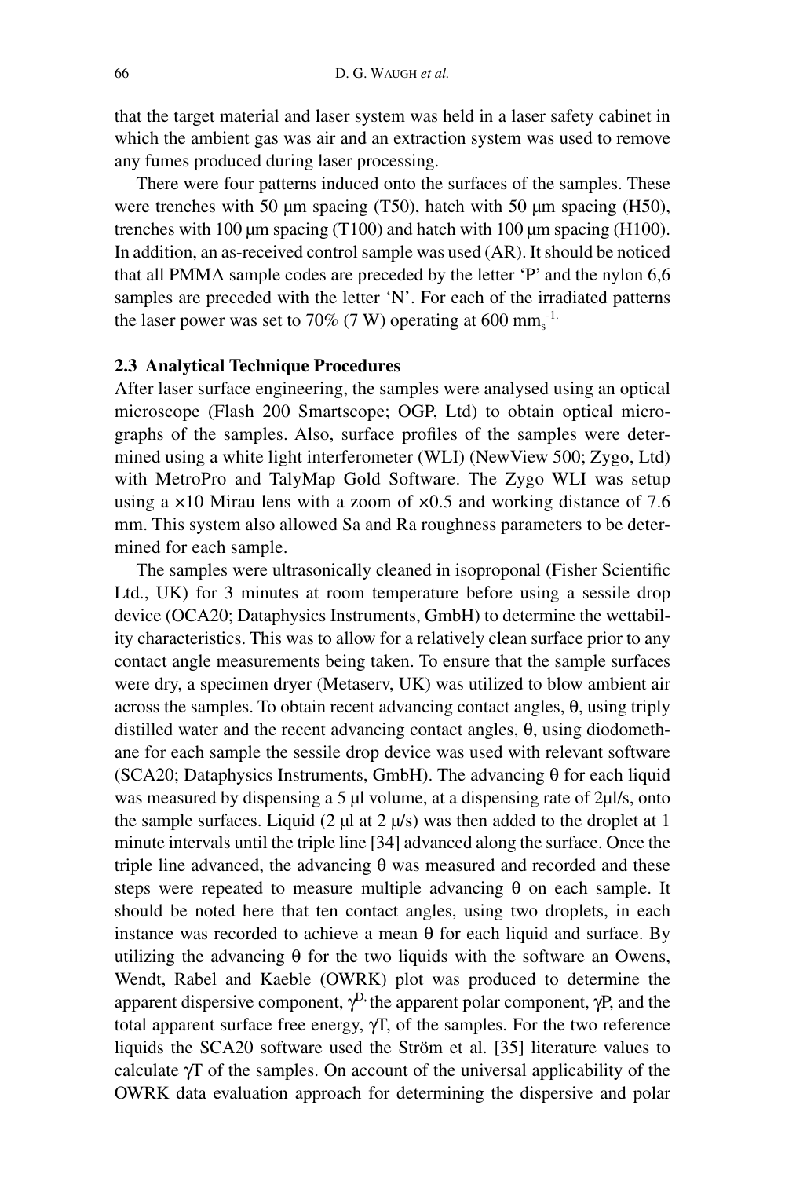that the target material and laser system was held in a laser safety cabinet in which the ambient gas was air and an extraction system was used to remove any fumes produced during laser processing.

There were four patterns induced onto the surfaces of the samples. These were trenches with 50 μm spacing (T50), hatch with 50 μm spacing (H50), trenches with 100 μm spacing (T100) and hatch with 100 μm spacing (H100). In addition, an as-received control sample was used (AR). It should be noticed that all PMMA sample codes are preceded by the letter 'P' and the nylon 6,6 samples are preceded with the letter 'N'. For each of the irradiated patterns the laser power was set to 70% (7 W) operating at 600 $mm_s^{-1.}$

### 2.3 Analytical Technique Procedures

After laser surface engineering, the samples were analysed using an optical microscope (Flash 200 Smartscope; OGP, Ltd) to obtain optical micrographs of the samples. Also, surface profiles of the samples were determined using a white light interferometer (WLI) (NewView 500; Zygo, Ltd) with MetroPro and TalyMap Gold Software. The Zygo WLI was setup using a ×10 Mirau lens with a zoom of ×0.5 and working distance of 7.6 mm. This system also allowed Sa and Ra roughness parameters to be determined for each sample.

The samples were ultrasonically cleaned in isoproponal (Fisher Scientific Ltd., UK) for 3 minutes at room temperature before using a sessile drop device (OCA20; Dataphysics Instruments, GmbH) to determine the wettability characteristics. This was to allow for a relatively clean surface prior to any contact angle measurements being taken. To ensure that the sample surfaces were dry, a specimen dryer (Metaserv, UK) was utilized to blow ambient air across the samples. To obtain recent advancing contact angles, θ, using triply distilled water and the recent advancing contact angles, θ, using diodomethane for each sample the sessile drop device was used with relevant software (SCA20; Dataphysics Instruments, GmbH). The advancing θ for each liquid was measured by dispensing a 5 μl volume, at a dispensing rate of 2μl/s, onto the sample surfaces. Liquid (2 μl at 2 μ/s) was then added to the droplet at 1 minute intervals until the triple line [34] advanced along the surface. Once the triple line advanced, the advancing θ was measured and recorded and these steps were repeated to measure multiple advancing θ on each sample. It should be noted here that ten contact angles, using two droplets, in each instance was recorded to achieve a mean θ for each liquid and surface. By utilizing the advancing θ for the two liquids with the software an Owens, Wendt, Rabel and Kaeble (OWRK) plot was produced to determine the apparent dispersive component, $\gamma^{D,}$ the apparent polar component, γP, and the total apparent surface free energy, γT, of the samples. For the two reference liquids the SCA20 software used the Ström et al. [35] literature values to calculate γT of the samples. On account of the universal applicability of the OWRK data evaluation approach for determining the dispersive and polar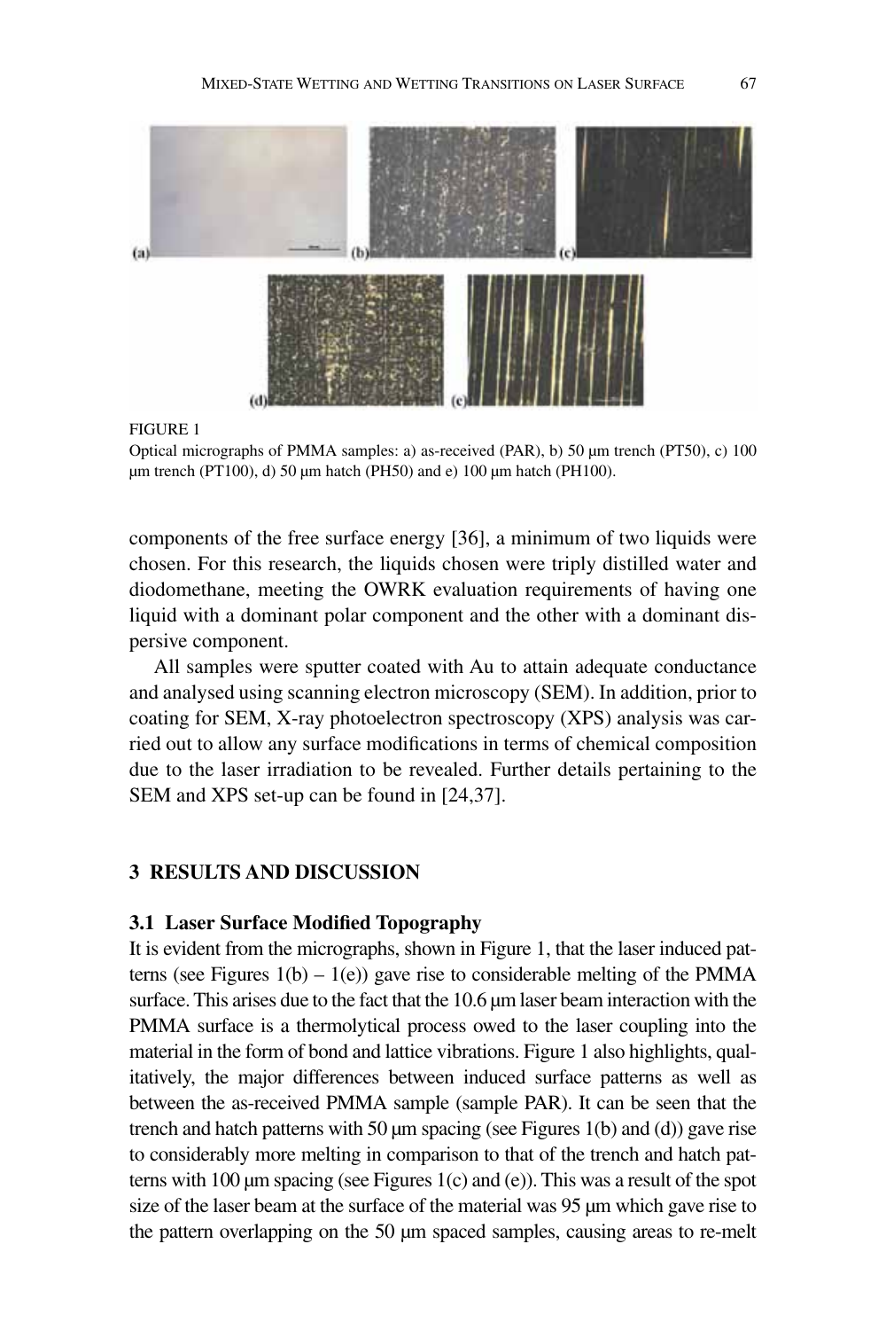FIGURE 1
Optical micrographs of PMMA samples: a) as-received (PAR), b) 50 μm trench (PT50), c) 100 μm trench (PT100), d) 50 μm hatch (PH50) and e) 100 μm hatch (PH100).

components of the free surface energy [36], a minimum of two liquids were chosen. For this research, the liquids chosen were triply distilled water and diodomethane, meeting the OWRK evaluation requirements of having one liquid with a dominant polar component and the other with a dominant dispersive component.

All samples were sputter coated with Au to attain adequate conductance and analysed using scanning electron microscopy (SEM). In addition, prior to coating for SEM, X-ray photoelectron spectroscopy (XPS) analysis was carried out to allow any surface modifications in terms of chemical composition due to the laser irradiation to be revealed. Further details pertaining to the SEM and XPS set-up can be found in [24,37].

## 3 RESULTS AND DISCUSSION

### 3.1 Laser Surface Modified Topography

It is evident from the micrographs, shown in Figure 1, that the laser induced patterns (see Figures 1(b) – 1(e)) gave rise to considerable melting of the PMMA surface. This arises due to the fact that the 10.6 μm laser beam interaction with the PMMA surface is a thermolytical process owed to the laser coupling into the material in the form of bond and lattice vibrations. Figure 1 also highlights, qualitatively, the major differences between induced surface patterns as well as between the as-received PMMA sample (sample PAR). It can be seen that the trench and hatch patterns with 50 μm spacing (see Figures 1(b) and (d)) gave rise to considerably more melting in comparison to that of the trench and hatch patterns with 100 μm spacing (see Figures 1(c) and (e)). This was a result of the spot size of the laser beam at the surface of the material was 95 μm which gave rise to the pattern overlapping on the 50 μm spaced samples, causing areas to re-melt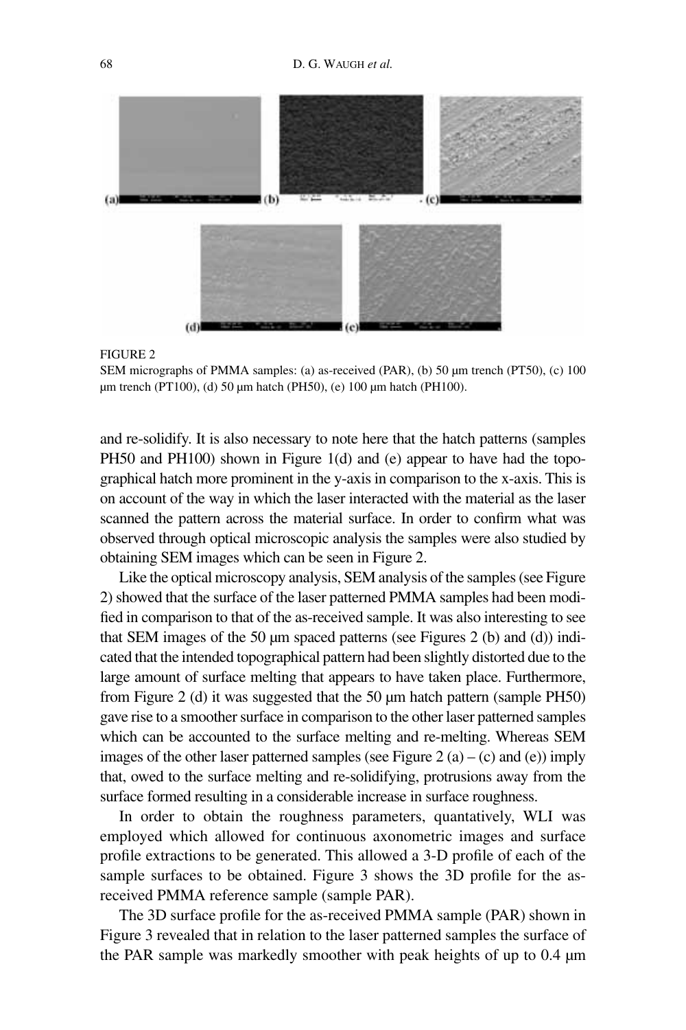FIGURE 2
SEM micrographs of PMMA samples: (a) as-received (PAR), (b) 50 μm trench (PT50), (c) 100 μm trench (PT100), (d) 50 μm hatch (PH50), (e) 100 μm hatch (PH100).

and re-solidify. It is also necessary to note here that the hatch patterns (samples PH50 and PH100) shown in Figure 1(d) and (e) appear to have had the topographical hatch more prominent in the y-axis in comparison to the x-axis. This is on account of the way in which the laser interacted with the material as the laser scanned the pattern across the material surface. In order to confirm what was observed through optical microscopic analysis the samples were also studied by obtaining SEM images which can be seen in Figure 2.

Like the optical microscopy analysis, SEM analysis of the samples (see Figure 2) showed that the surface of the laser patterned PMMA samples had been modified in comparison to that of the as-received sample. It was also interesting to see that SEM images of the 50 μm spaced patterns (see Figures 2 (b) and (d)) indicated that the intended topographical pattern had been slightly distorted due to the large amount of surface melting that appears to have taken place. Furthermore, from Figure 2 (d) it was suggested that the 50 μm hatch pattern (sample PH50) gave rise to a smoother surface in comparison to the other laser patterned samples which can be accounted to the surface melting and re-melting. Whereas SEM images of the other laser patterned samples (see Figure 2 (a) – (c) and (e)) imply that, owed to the surface melting and re-solidifying, protrusions away from the surface formed resulting in a considerable increase in surface roughness.

In order to obtain the roughness parameters, quantatively, WLI was employed which allowed for continuous axonometric images and surface profile extractions to be generated. This allowed a 3-D profile of each of the sample surfaces to be obtained. Figure 3 shows the 3D profile for the as-received PMMA reference sample (sample PAR).

The 3D surface profile for the as-received PMMA sample (PAR) shown in Figure 3 revealed that in relation to the laser patterned samples the surface of the PAR sample was markedly smoother with peak heights of up to 0.4 μm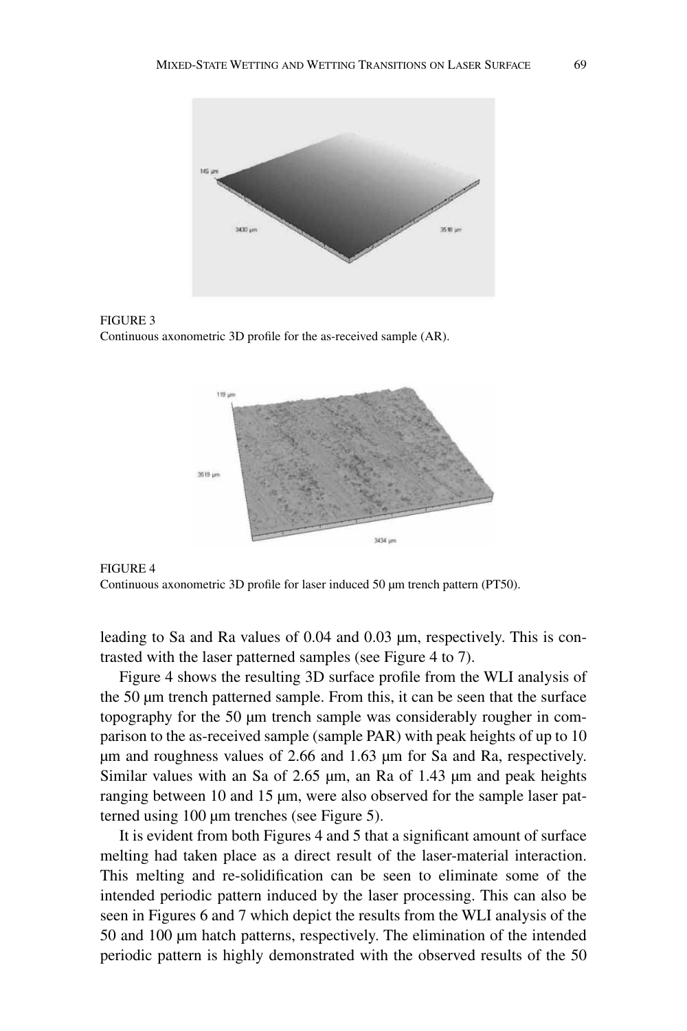FIGURE 3
Continuous axonometric 3D profile for the as-received sample (AR).

FIGURE 4
Continuous axonometric 3D profile for laser induced 50 μm trench pattern (PT50).

leading to Sa and Ra values of 0.04 and 0.03 μm, respectively. This is contrasted with the laser patterned samples (see Figure 4 to 7).

Figure 4 shows the resulting 3D surface profile from the WLI analysis of the 50 μm trench patterned sample. From this, it can be seen that the surface topography for the 50 μm trench sample was considerably rougher in comparison to the as-received sample (sample PAR) with peak heights of up to 10 μm and roughness values of 2.66 and 1.63 μm for Sa and Ra, respectively. Similar values with an Sa of 2.65 μm, an Ra of 1.43 μm and peak heights ranging between 10 and 15 μm, were also observed for the sample laser patterned using 100 μm trenches (see Figure 5).

It is evident from both Figures 4 and 5 that a significant amount of surface melting had taken place as a direct result of the laser-material interaction. This melting and re-solidification can be seen to eliminate some of the intended periodic pattern induced by the laser processing. This can also be seen in Figures 6 and 7 which depict the results from the WLI analysis of the 50 and 100 μm hatch patterns, respectively. The elimination of the intended periodic pattern is highly demonstrated with the observed results of the 50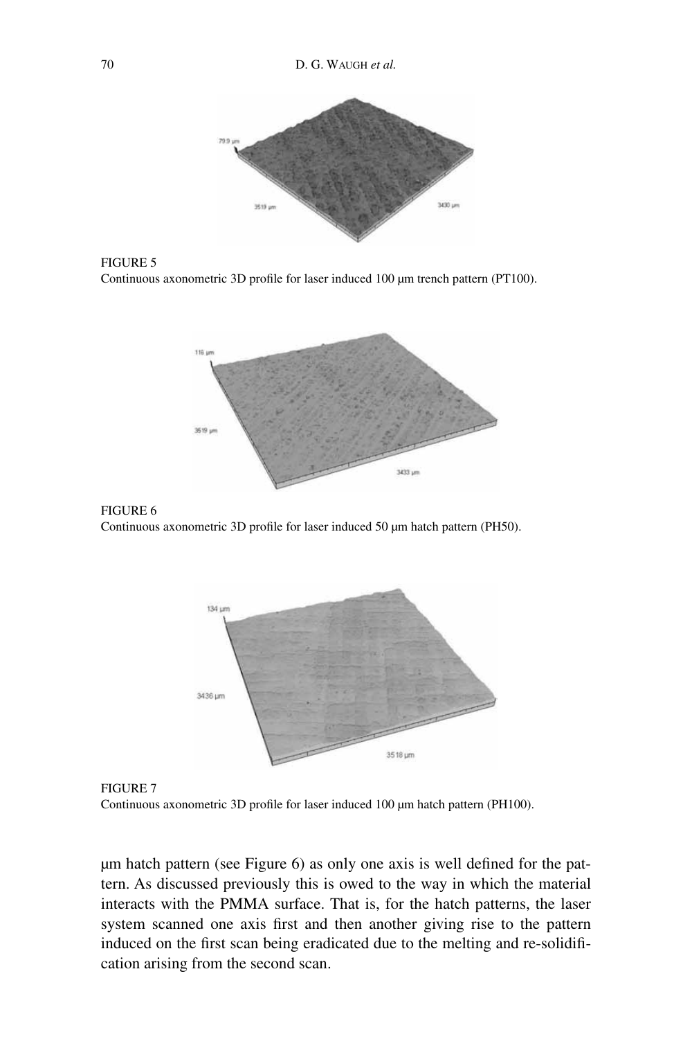FIGURE 5
Continuous axonometric 3D profile for laser induced 100 μm trench pattern (PT100).

FIGURE 6
Continuous axonometric 3D profile for laser induced 50 μm hatch pattern (PH50).

FIGURE 7
Continuous axonometric 3D profile for laser induced 100 μm hatch pattern (PH100).

μm hatch pattern (see Figure 6) as only one axis is well defined for the pattern. As discussed previously this is owed to the way in which the material interacts with the PMMA surface. That is, for the hatch patterns, the laser system scanned one axis first and then another giving rise to the pattern induced on the first scan being eradicated due to the melting and re-solidification arising from the second scan.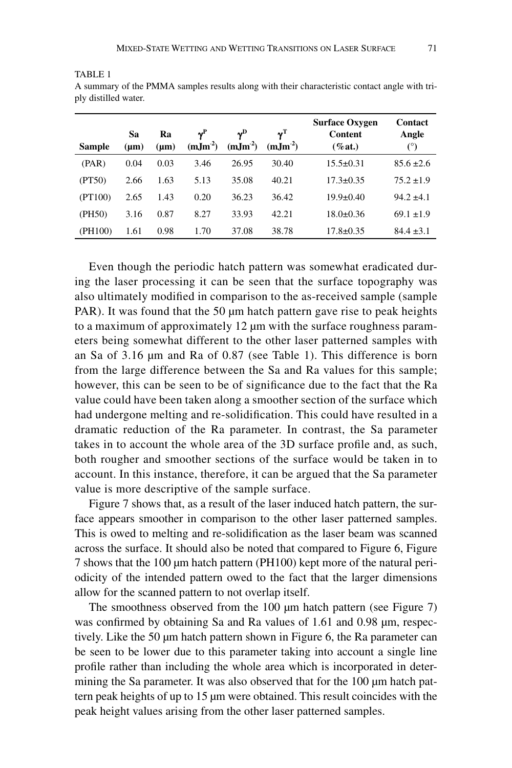TABLE 1

A summary of the PMMA samples results along with their characteristic contact angle with triply distilled water.

| Sample | Sa (μm) | Ra (μm) | $\gamma^P$ ($mJm^{-2}$) | $\gamma^D$ ($mJm^{-2}$) | $\gamma^T$ ($mJm^{-2}$) | Surface Oxygen Content (%at.) | Contact Angle (°) |
|---|---|---|---|---|---|---|---|
| (PAR) | 0.04 | 0.03 | 3.46 | 26.95 | 30.40 | 15.5±0.31 | 85.6 ±2.6 |
| (PT50) | 2.66 | 1.63 | 5.13 | 35.08 | 40.21 | 17.3±0.35 | 75.2 ±1.9 |
| (PT100) | 2.65 | 1.43 | 0.20 | 36.23 | 36.42 | 19.9±0.40 | 94.2 ±4.1 |
| (PH50) | 3.16 | 0.87 | 8.27 | 33.93 | 42.21 | 18.0±0.36 | 69.1 ±1.9 |
| (PH100) | 1.61 | 0.98 | 1.70 | 37.08 | 38.78 | 17.8±0.35 | 84.4 ±3.1 |

Even though the periodic hatch pattern was somewhat eradicated during the laser processing it can be seen that the surface topography was also ultimately modified in comparison to the as-received sample (sample PAR). It was found that the 50 μm hatch pattern gave rise to peak heights to a maximum of approximately 12 μm with the surface roughness parameters being somewhat different to the other laser patterned samples with an Sa of 3.16 μm and Ra of 0.87 (see Table 1). This difference is born from the large difference between the Sa and Ra values for this sample; however, this can be seen to be of significance due to the fact that the Ra value could have been taken along a smoother section of the surface which had undergone melting and re-solidification. This could have resulted in a dramatic reduction of the Ra parameter. In contrast, the Sa parameter takes in to account the whole area of the 3D surface profile and, as such, both rougher and smoother sections of the surface would be taken in to account. In this instance, therefore, it can be argued that the Sa parameter value is more descriptive of the sample surface.

Figure 7 shows that, as a result of the laser induced hatch pattern, the surface appears smoother in comparison to the other laser patterned samples. This is owed to melting and re-solidification as the laser beam was scanned across the surface. It should also be noted that compared to Figure 6, Figure 7 shows that the 100 μm hatch pattern (PH100) kept more of the natural periodicity of the intended pattern owed to the fact that the larger dimensions allow for the scanned pattern to not overlap itself.

The smoothness observed from the 100 μm hatch pattern (see Figure 7) was confirmed by obtaining Sa and Ra values of 1.61 and 0.98 μm, respectively. Like the 50 μm hatch pattern shown in Figure 6, the Ra parameter can be seen to be lower due to this parameter taking into account a single line profile rather than including the whole area which is incorporated in determining the Sa parameter. It was also observed that for the 100 μm hatch pattern peak heights of up to 15 μm were obtained. This result coincides with the peak height values arising from the other laser patterned samples.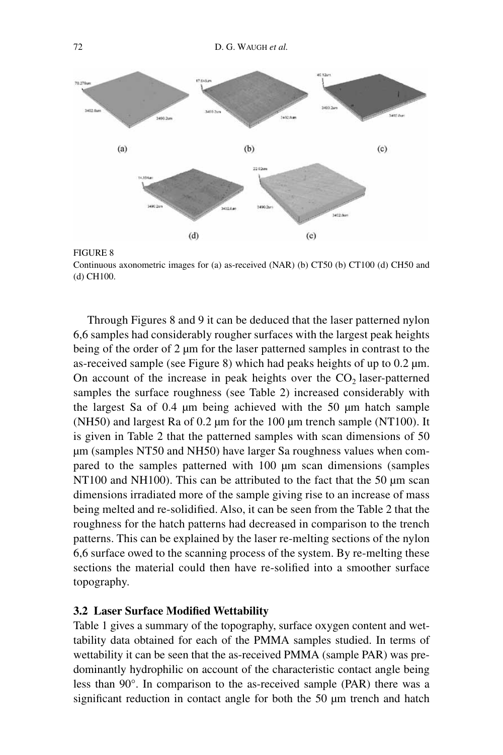FIGURE 8
Continuous axonometric images for (a) as-received (NAR) (b) CT50 (b) CT100 (d) CH50 and (d) CH100.

Through Figures 8 and 9 it can be deduced that the laser patterned nylon 6,6 samples had considerably rougher surfaces with the largest peak heights being of the order of 2 μm for the laser patterned samples in contrast to the as-received sample (see Figure 8) which had peaks heights of up to 0.2 μm. On account of the increase in peak heights over the $CO_2$ laser-patterned samples the surface roughness (see Table 2) increased considerably with the largest Sa of 0.4 μm being achieved with the 50 μm hatch sample (NH50) and largest Ra of 0.2 μm for the 100 μm trench sample (NT100). It is given in Table 2 that the patterned samples with scan dimensions of 50 μm (samples NT50 and NH50) have larger Sa roughness values when compared to the samples patterned with 100 μm scan dimensions (samples NT100 and NH100). This can be attributed to the fact that the 50 μm scan dimensions irradiated more of the sample giving rise to an increase of mass being melted and re-solidified. Also, it can be seen from the Table 2 that the roughness for the hatch patterns had decreased in comparison to the trench patterns. This can be explained by the laser re-melting sections of the nylon 6,6 surface owed to the scanning process of the system. By re-melting these sections the material could then have re-solified into a smoother surface topography.

### 3.2 Laser Surface Modified Wettability

Table 1 gives a summary of the topography, surface oxygen content and wettability data obtained for each of the PMMA samples studied. In terms of wettability it can be seen that the as-received PMMA (sample PAR) was predominantly hydrophilic on account of the characteristic contact angle being less than 90°. In comparison to the as-received sample (PAR) there was a significant reduction in contact angle for both the 50 μm trench and hatch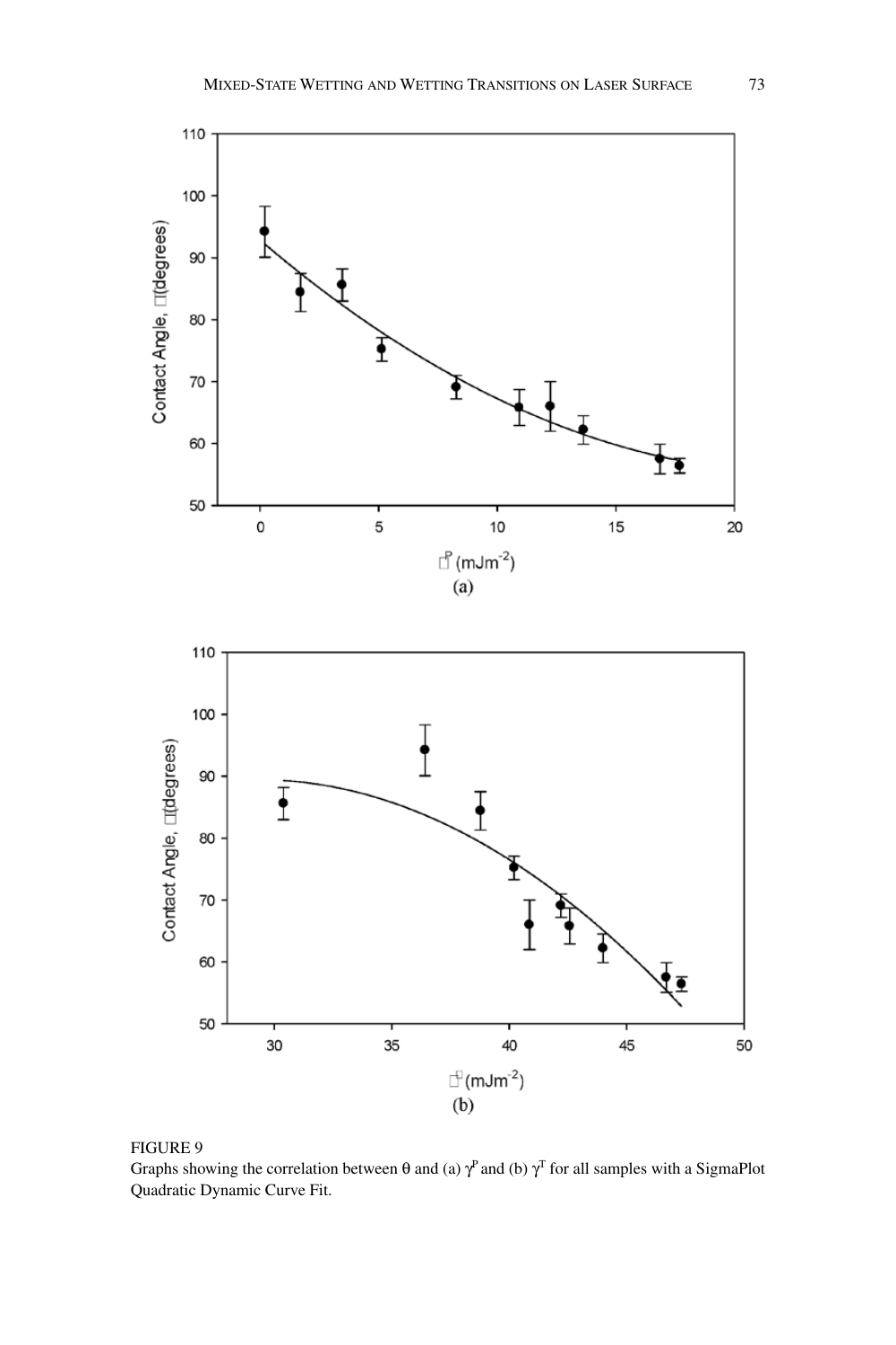FIGURE 9

Graphs showing the correlation between θ and (a) $\gamma^P$ and (b) $\gamma^T$ for all samples with a SigmaPlot Quadratic Dynamic Curve Fit.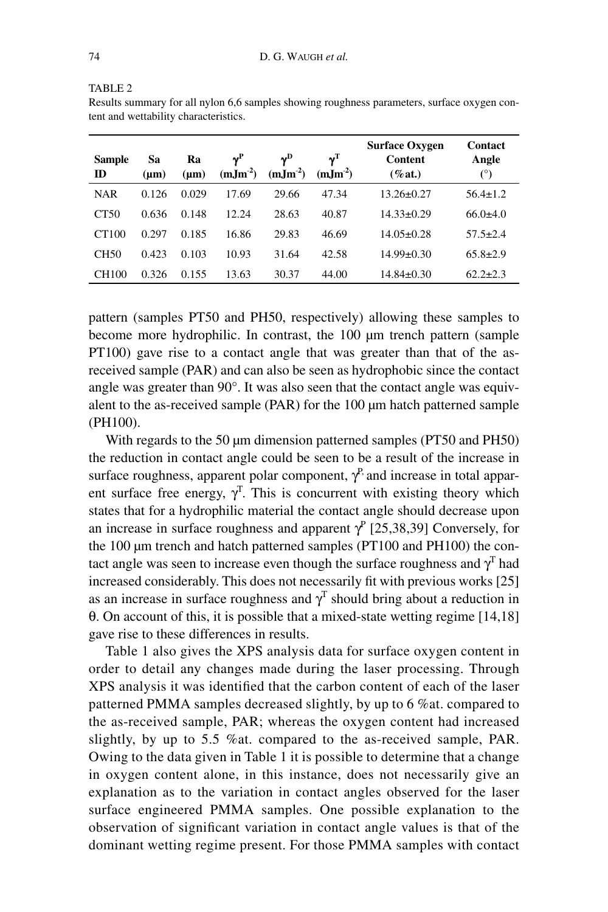TABLE 2
Results summary for all nylon 6,6 samples showing roughness parameters, surface oxygen content and wettability characteristics.

| Sample ID | Sa (μm) | Ra (μm) | $\gamma^P$ ($mJm^{-2}$) | $\gamma^D$ ($mJm^{-2}$) | $\gamma^T$ ($mJm^{-2}$) | Surface Oxygen Content (%at.) | Contact Angle (°) |
|---|---|---|---|---|---|---|---|
| NAR | 0.126 | 0.029 | 17.69 | 29.66 | 47.34 | 13.26±0.27 | 56.4±1.2 |
| CT50 | 0.636 | 0.148 | 12.24 | 28.63 | 40.87 | 14.33±0.29 | 66.0±4.0 |
| CT100 | 0.297 | 0.185 | 16.86 | 29.83 | 46.69 | 14.05±0.28 | 57.5±2.4 |
| CH50 | 0.423 | 0.103 | 10.93 | 31.64 | 42.58 | 14.99±0.30 | 65.8±2.9 |
| CH100 | 0.326 | 0.155 | 13.63 | 30.37 | 44.00 | 14.84±0.30 | 62.2±2.3 |

pattern (samples PT50 and PH50, respectively) allowing these samples to become more hydrophilic. In contrast, the 100 μm trench pattern (sample PT100) gave rise to a contact angle that was greater than that of the as-received sample (PAR) and can also be seen as hydrophobic since the contact angle was greater than 90°. It was also seen that the contact angle was equivalent to the as-received sample (PAR) for the 100 μm hatch patterned sample (PH100).

With regards to the 50 μm dimension patterned samples (PT50 and PH50) the reduction in contact angle could be seen to be a result of the increase in surface roughness, apparent polar component, $\gamma^P$, and increase in total apparent surface free energy, $\gamma^T$. This is concurrent with existing theory which states that for a hydrophilic material the contact angle should decrease upon an increase in surface roughness and apparent $\gamma^P$ [25,38,39] Conversely, for the 100 μm trench and hatch patterned samples (PT100 and PH100) the contact angle was seen to increase even though the surface roughness and $\gamma^T$ had increased considerably. This does not necessarily fit with previous works [25] as an increase in surface roughness and $\gamma^T$ should bring about a reduction in $\theta$. On account of this, it is possible that a mixed-state wetting regime [14,18] gave rise to these differences in results.

Table 1 also gives the XPS analysis data for surface oxygen content in order to detail any changes made during the laser processing. Through XPS analysis it was identified that the carbon content of each of the laser patterned PMMA samples decreased slightly, by up to 6 %at. compared to the as-received sample, PAR; whereas the oxygen content had increased slightly, by up to 5.5 %at. compared to the as-received sample, PAR. Owing to the data given in Table 1 it is possible to determine that a change in oxygen content alone, in this instance, does not necessarily give an explanation as to the variation in contact angles observed for the laser surface engineered PMMA samples. One possible explanation to the observation of significant variation in contact angle values is that of the dominant wetting regime present. For those PMMA samples with contact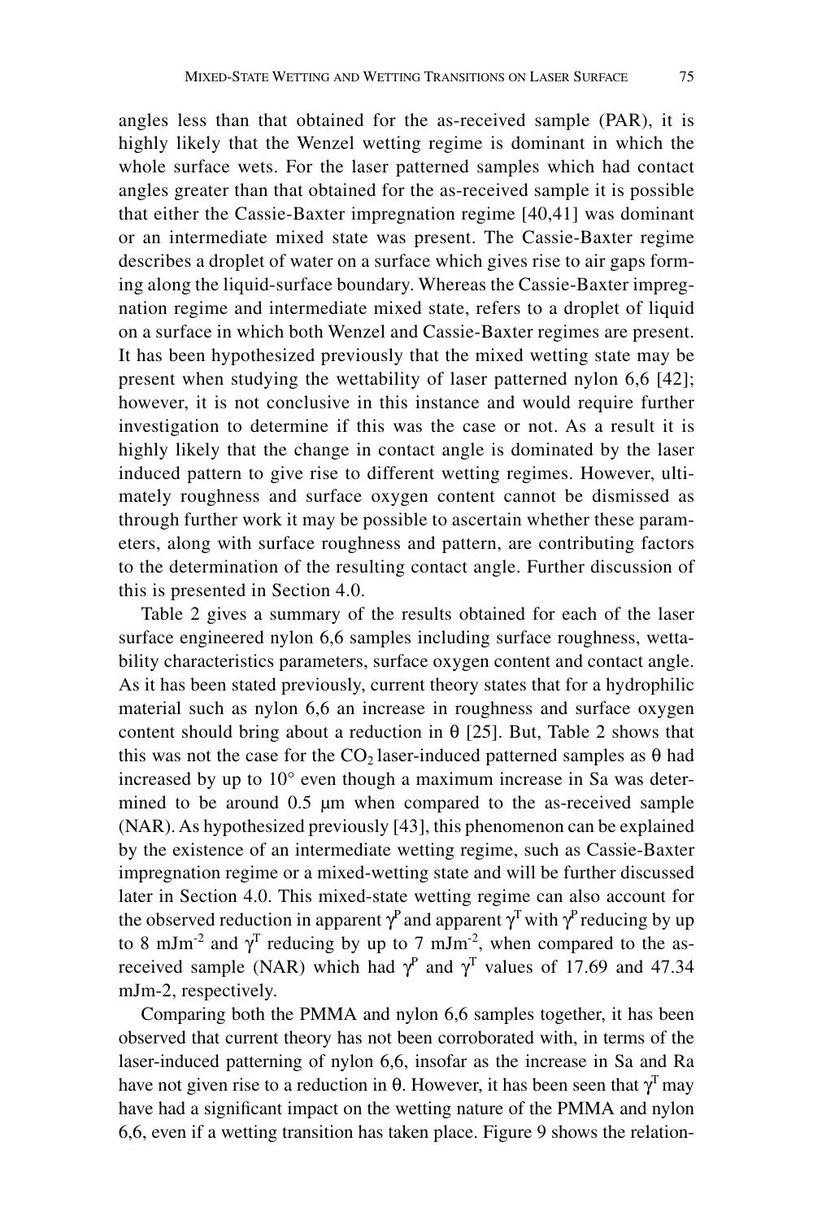angles less than that obtained for the as-received sample (PAR), it is highly likely that the Wenzel wetting regime is dominant in which the whole surface wets. For the laser patterned samples which had contact angles greater than that obtained for the as-received sample it is possible that either the Cassie-Baxter impregnation regime [40,41] was dominant or an intermediate mixed state was present. The Cassie-Baxter regime describes a droplet of water on a surface which gives rise to air gaps forming along the liquid-surface boundary. Whereas the Cassie-Baxter impregnation regime and intermediate mixed state, refers to a droplet of liquid on a surface in which both Wenzel and Cassie-Baxter regimes are present. It has been hypothesized previously that the mixed wetting state may be present when studying the wettability of laser patterned nylon 6,6 [42]; however, it is not conclusive in this instance and would require further investigation to determine if this was the case or not. As a result it is highly likely that the change in contact angle is dominated by the laser induced pattern to give rise to different wetting regimes. However, ultimately roughness and surface oxygen content cannot be dismissed as through further work it may be possible to ascertain whether these parameters, along with surface roughness and pattern, are contributing factors to the determination of the resulting contact angle. Further discussion of this is presented in Section 4.0.

Table 2 gives a summary of the results obtained for each of the laser surface engineered nylon 6,6 samples including surface roughness, wettability characteristics parameters, surface oxygen content and contact angle. As it has been stated previously, current theory states that for a hydrophilic material such as nylon 6,6 an increase in roughness and surface oxygen content should bring about a reduction in $\theta$ [25]. But, Table 2 shows that this was not the case for the $CO_2$ laser-induced patterned samples as $\theta$ had increased by up to 10° even though a maximum increase in Sa was determined to be around 0.5 μm when compared to the as-received sample (NAR). As hypothesized previously [43], this phenomenon can be explained by the existence of an intermediate wetting regime, such as Cassie-Baxter impregnation regime or a mixed-wetting state and will be further discussed later in Section 4.0. This mixed-state wetting regime can also account for the observed reduction in apparent $\gamma^P$ and apparent $\gamma^T$ with $\gamma^P$ reducing by up to 8 mJm$^{-2}$ and $\gamma^T$ reducing by up to 7 mJm$^{-2}$, when compared to the as-received sample (NAR) which had $\gamma^P$ and $\gamma^T$ values of 17.69 and 47.34 mJm-2, respectively.

Comparing both the PMMA and nylon 6,6 samples together, it has been observed that current theory has not been corroborated with, in terms of the laser-induced patterning of nylon 6,6, insofar as the increase in Sa and Ra have not given rise to a reduction in $\theta$. However, it has been seen that $\gamma^T$ may have had a significant impact on the wetting nature of the PMMA and nylon 6,6, even if a wetting transition has taken place. Figure 9 shows the relation-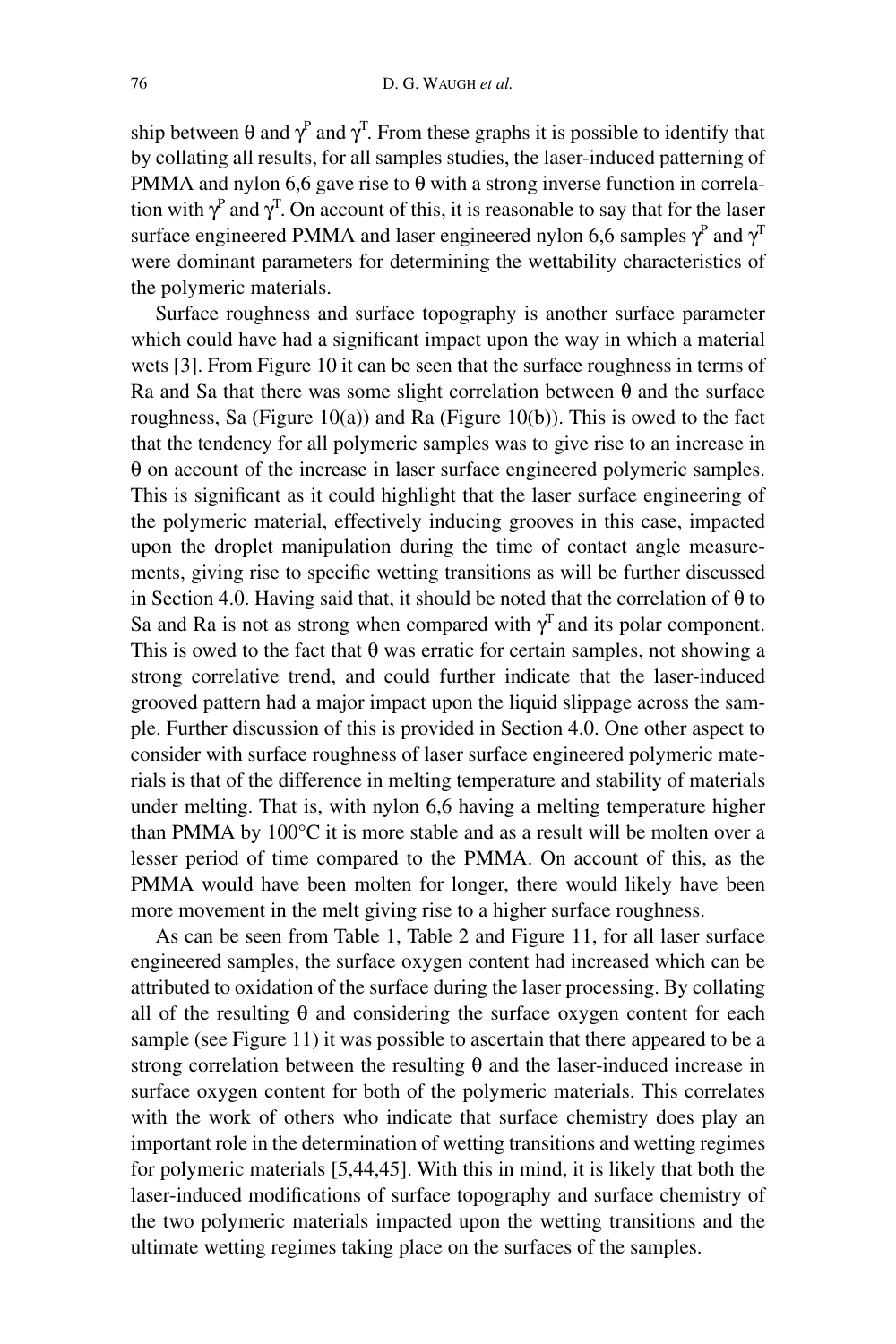ship between $\theta$ and $\gamma^P$ and $\gamma^T$. From these graphs it is possible to identify that by collating all results, for all samples studies, the laser-induced patterning of PMMA and nylon 6,6 gave rise to $\theta$ with a strong inverse function in correlation with $\gamma^P$ and $\gamma^T$. On account of this, it is reasonable to say that for the laser surface engineered PMMA and laser engineered nylon 6,6 samples $\gamma^P$ and $\gamma^T$ were dominant parameters for determining the wettability characteristics of the polymeric materials.

Surface roughness and surface topography is another surface parameter which could have had a significant impact upon the way in which a material wets [3]. From Figure 10 it can be seen that the surface roughness in terms of Ra and Sa that there was some slight correlation between $\theta$ and the surface roughness, Sa (Figure 10(a)) and Ra (Figure 10(b)). This is owed to the fact that the tendency for all polymeric samples was to give rise to an increase in $\theta$ on account of the increase in laser surface engineered polymeric samples. This is significant as it could highlight that the laser surface engineering of the polymeric material, effectively inducing grooves in this case, impacted upon the droplet manipulation during the time of contact angle measurements, giving rise to specific wetting transitions as will be further discussed in Section 4.0. Having said that, it should be noted that the correlation of $\theta$ to Sa and Ra is not as strong when compared with $\gamma^T$ and its polar component. This is owed to the fact that $\theta$ was erratic for certain samples, not showing a strong correlative trend, and could further indicate that the laser-induced grooved pattern had a major impact upon the liquid slippage across the sample. Further discussion of this is provided in Section 4.0. One other aspect to consider with surface roughness of laser surface engineered polymeric materials is that of the difference in melting temperature and stability of materials under melting. That is, with nylon 6,6 having a melting temperature higher than PMMA by 100°C it is more stable and as a result will be molten over a lesser period of time compared to the PMMA. On account of this, as the PMMA would have been molten for longer, there would likely have been more movement in the melt giving rise to a higher surface roughness.

As can be seen from Table 1, Table 2 and Figure 11, for all laser surface engineered samples, the surface oxygen content had increased which can be attributed to oxidation of the surface during the laser processing. By collating all of the resulting $\theta$ and considering the surface oxygen content for each sample (see Figure 11) it was possible to ascertain that there appeared to be a strong correlation between the resulting $\theta$ and the laser-induced increase in surface oxygen content for both of the polymeric materials. This correlates with the work of others who indicate that surface chemistry does play an important role in the determination of wetting transitions and wetting regimes for polymeric materials [5,44,45]. With this in mind, it is likely that both the laser-induced modifications of surface topography and surface chemistry of the two polymeric materials impacted upon the wetting transitions and the ultimate wetting regimes taking place on the surfaces of the samples.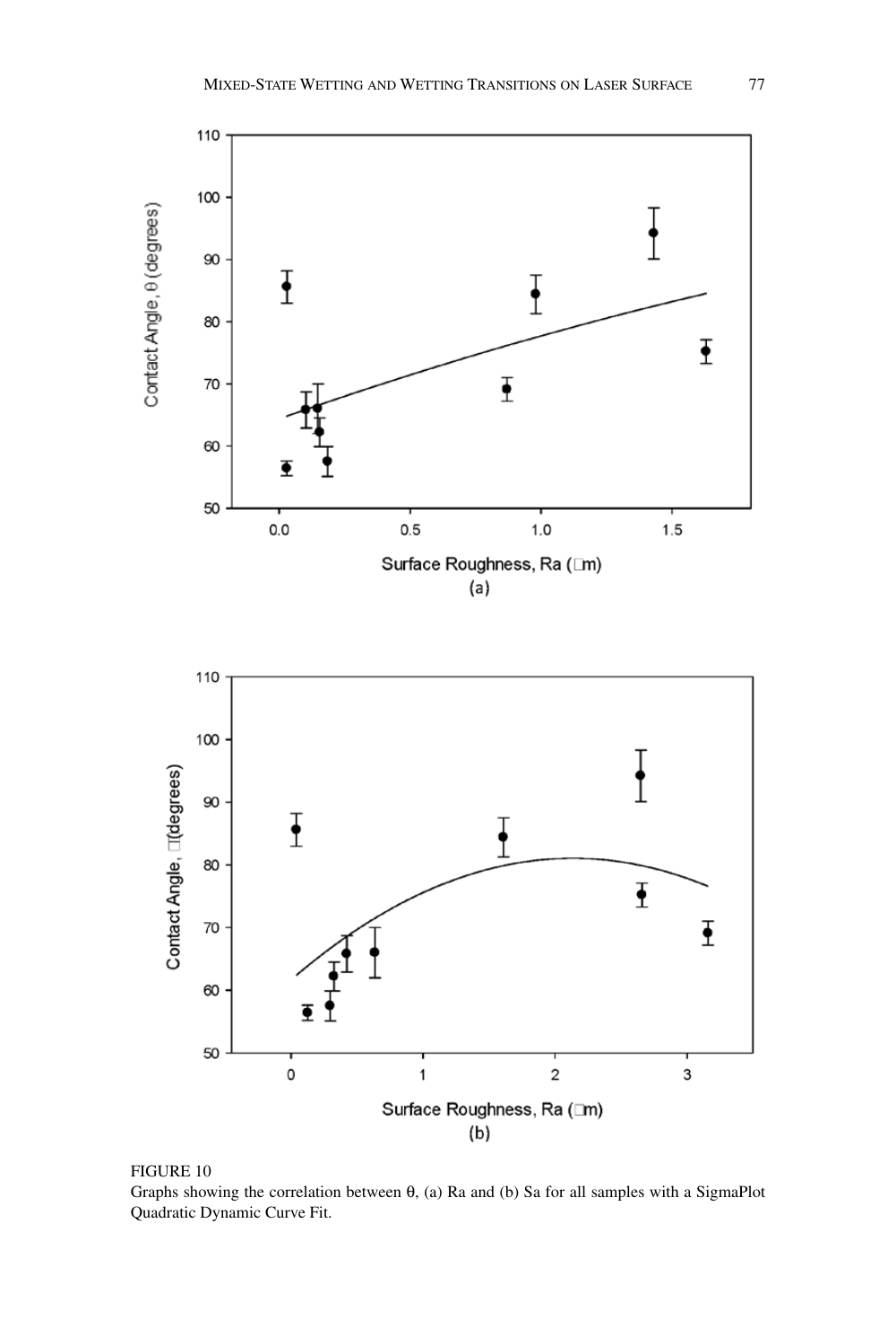FIGURE 10
Graphs showing the correlation between θ, (a) Ra and (b) Sa for all samples with a SigmaPlot Quadratic Dynamic Curve Fit.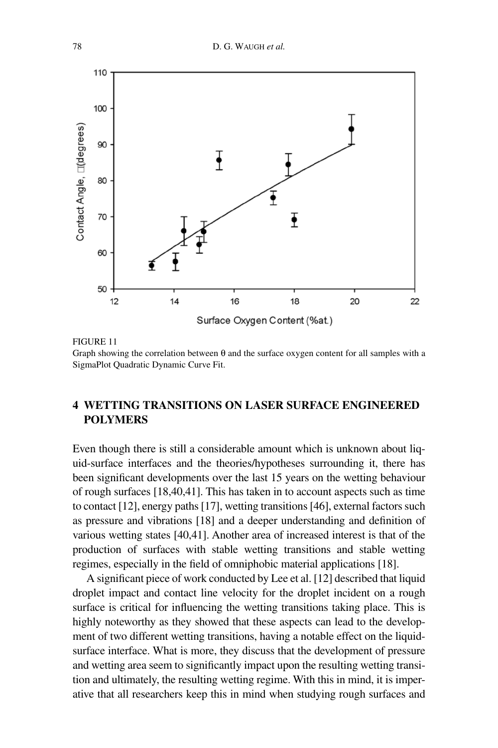FIGURE 11
Graph showing the correlation between θ and the surface oxygen content for all samples with a SigmaPlot Quadratic Dynamic Curve Fit.

## 4 WETTING TRANSITIONS ON LASER SURFACE ENGINEERED POLYMERS

Even though there is still a considerable amount which is unknown about liquid-surface interfaces and the theories/hypotheses surrounding it, there has been significant developments over the last 15 years on the wetting behaviour of rough surfaces [18,40,41]. This has taken in to account aspects such as time to contact [12], energy paths [17], wetting transitions [46], external factors such as pressure and vibrations [18] and a deeper understanding and definition of various wetting states [40,41]. Another area of increased interest is that of the production of surfaces with stable wetting transitions and stable wetting regimes, especially in the field of omniphobic material applications [18].

A significant piece of work conducted by Lee et al. [12] described that liquid droplet impact and contact line velocity for the droplet incident on a rough surface is critical for influencing the wetting transitions taking place. This is highly noteworthy as they showed that these aspects can lead to the development of two different wetting transitions, having a notable effect on the liquid-surface interface. What is more, they discuss that the development of pressure and wetting area seem to significantly impact upon the resulting wetting transition and ultimately, the resulting wetting regime. With this in mind, it is imperative that all researchers keep this in mind when studying rough surfaces and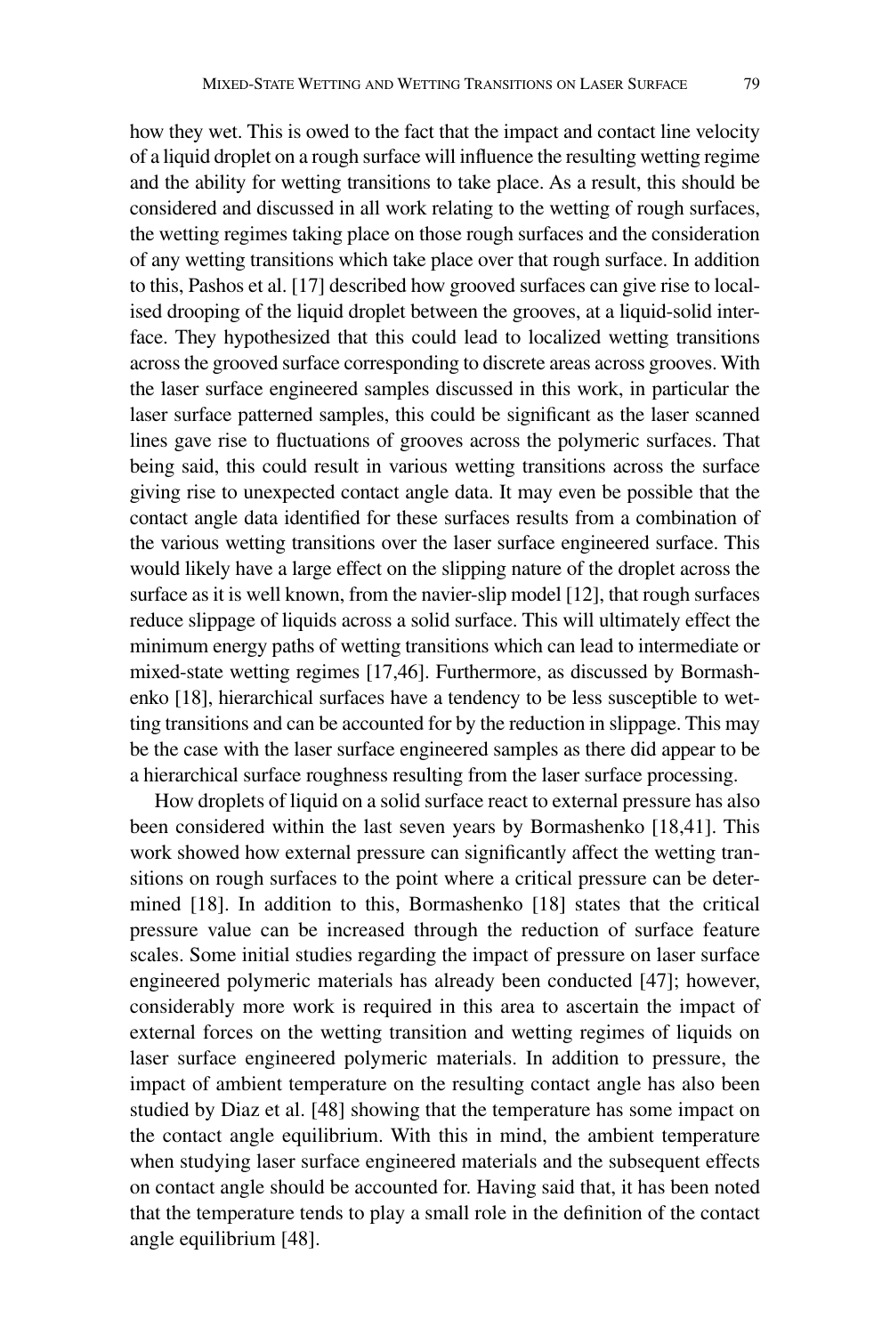how they wet. This is owed to the fact that the impact and contact line velocity of a liquid droplet on a rough surface will influence the resulting wetting regime and the ability for wetting transitions to take place. As a result, this should be considered and discussed in all work relating to the wetting of rough surfaces, the wetting regimes taking place on those rough surfaces and the consideration of any wetting transitions which take place over that rough surface. In addition to this, Pashos et al. [17] described how grooved surfaces can give rise to localised drooping of the liquid droplet between the grooves, at a liquid-solid interface. They hypothesized that this could lead to localized wetting transitions across the grooved surface corresponding to discrete areas across grooves. With the laser surface engineered samples discussed in this work, in particular the laser surface patterned samples, this could be significant as the laser scanned lines gave rise to fluctuations of grooves across the polymeric surfaces. That being said, this could result in various wetting transitions across the surface giving rise to unexpected contact angle data. It may even be possible that the contact angle data identified for these surfaces results from a combination of the various wetting transitions over the laser surface engineered surface. This would likely have a large effect on the slipping nature of the droplet across the surface as it is well known, from the navier-slip model [12], that rough surfaces reduce slippage of liquids across a solid surface. This will ultimately effect the minimum energy paths of wetting transitions which can lead to intermediate or mixed-state wetting regimes [17,46]. Furthermore, as discussed by Bormashenko [18], hierarchical surfaces have a tendency to be less susceptible to wetting transitions and can be accounted for by the reduction in slippage. This may be the case with the laser surface engineered samples as there did appear to be a hierarchical surface roughness resulting from the laser surface processing.

How droplets of liquid on a solid surface react to external pressure has also been considered within the last seven years by Bormashenko [18,41]. This work showed how external pressure can significantly affect the wetting transitions on rough surfaces to the point where a critical pressure can be determined [18]. In addition to this, Bormashenko [18] states that the critical pressure value can be increased through the reduction of surface feature scales. Some initial studies regarding the impact of pressure on laser surface engineered polymeric materials has already been conducted [47]; however, considerably more work is required in this area to ascertain the impact of external forces on the wetting transition and wetting regimes of liquids on laser surface engineered polymeric materials. In addition to pressure, the impact of ambient temperature on the resulting contact angle has also been studied by Diaz et al. [48] showing that the temperature has some impact on the contact angle equilibrium. With this in mind, the ambient temperature when studying laser surface engineered materials and the subsequent effects on contact angle should be accounted for. Having said that, it has been noted that the temperature tends to play a small role in the definition of the contact angle equilibrium [48].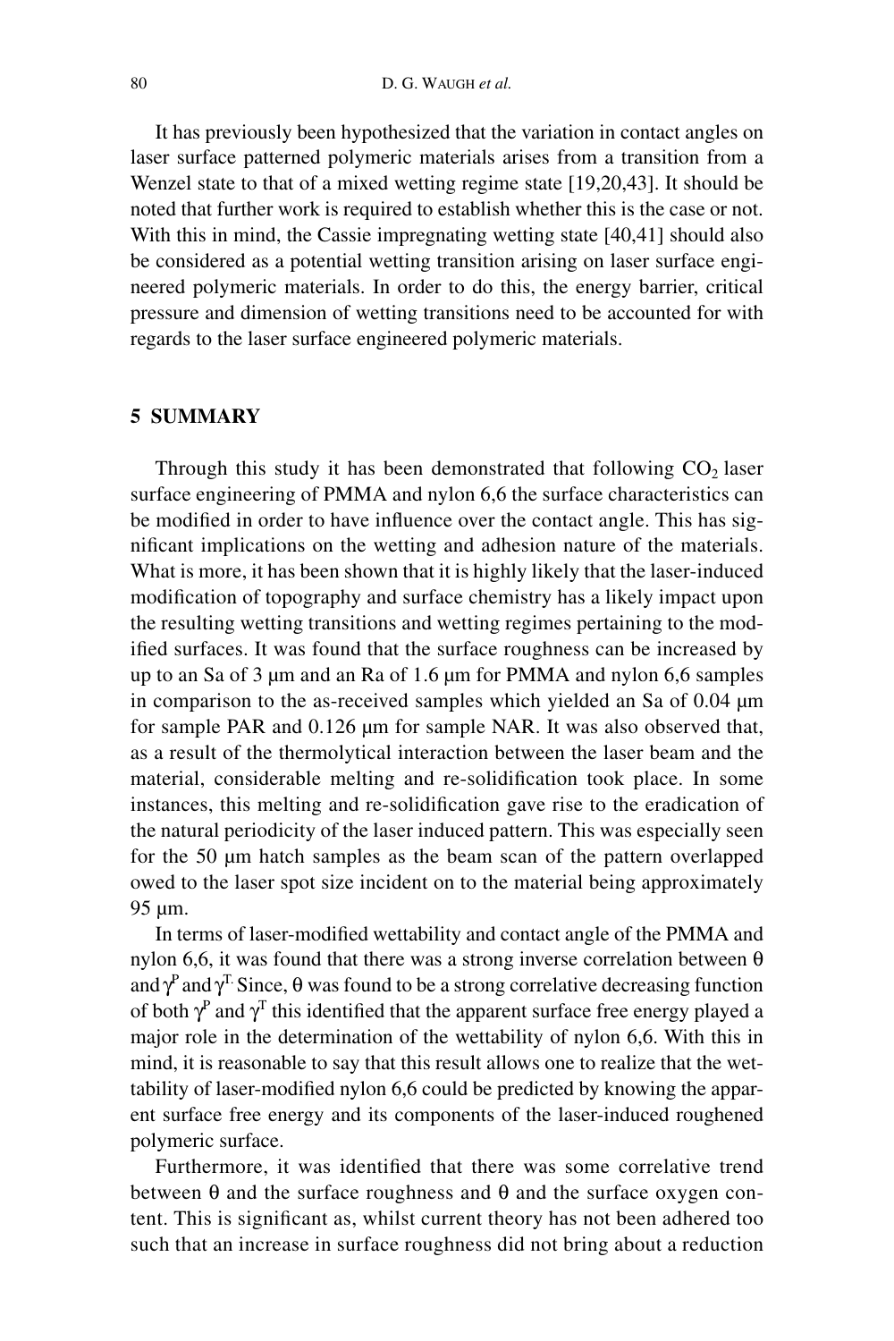It has previously been hypothesized that the variation in contact angles on laser surface patterned polymeric materials arises from a transition from a Wenzel state to that of a mixed wetting regime state [19,20,43]. It should be noted that further work is required to establish whether this is the case or not. With this in mind, the Cassie impregnating wetting state [40,41] should also be considered as a potential wetting transition arising on laser surface engineered polymeric materials. In order to do this, the energy barrier, critical pressure and dimension of wetting transitions need to be accounted for with regards to the laser surface engineered polymeric materials.

## 5 SUMMARY

Through this study it has been demonstrated that following $CO_2$ laser surface engineering of PMMA and nylon 6,6 the surface characteristics can be modified in order to have influence over the contact angle. This has significant implications on the wetting and adhesion nature of the materials. What is more, it has been shown that it is highly likely that the laser-induced modification of topography and surface chemistry has a likely impact upon the resulting wetting transitions and wetting regimes pertaining to the modified surfaces. It was found that the surface roughness can be increased by up to an Sa of 3 μm and an Ra of 1.6 μm for PMMA and nylon 6,6 samples in comparison to the as-received samples which yielded an Sa of 0.04 μm for sample PAR and 0.126 μm for sample NAR. It was also observed that, as a result of the thermolytical interaction between the laser beam and the material, considerable melting and re-solidification took place. In some instances, this melting and re-solidification gave rise to the eradication of the natural periodicity of the laser induced pattern. This was especially seen for the 50 μm hatch samples as the beam scan of the pattern overlapped owed to the laser spot size incident on to the material being approximately 95 μm.

In terms of laser-modified wettability and contact angle of the PMMA and nylon 6,6, it was found that there was a strong inverse correlation between $\theta$ and $\gamma^P$ and $\gamma^T$. Since, $\theta$ was found to be a strong correlative decreasing function of both $\gamma^P$ and $\gamma^T$ this identified that the apparent surface free energy played a major role in the determination of the wettability of nylon 6,6. With this in mind, it is reasonable to say that this result allows one to realize that the wettability of laser-modified nylon 6,6 could be predicted by knowing the apparent surface free energy and its components of the laser-induced roughened polymeric surface.

Furthermore, it was identified that there was some correlative trend between $\theta$ and the surface roughness and $\theta$ and the surface oxygen content. This is significant as, whilst current theory has not been adhered too such that an increase in surface roughness did not bring about a reduction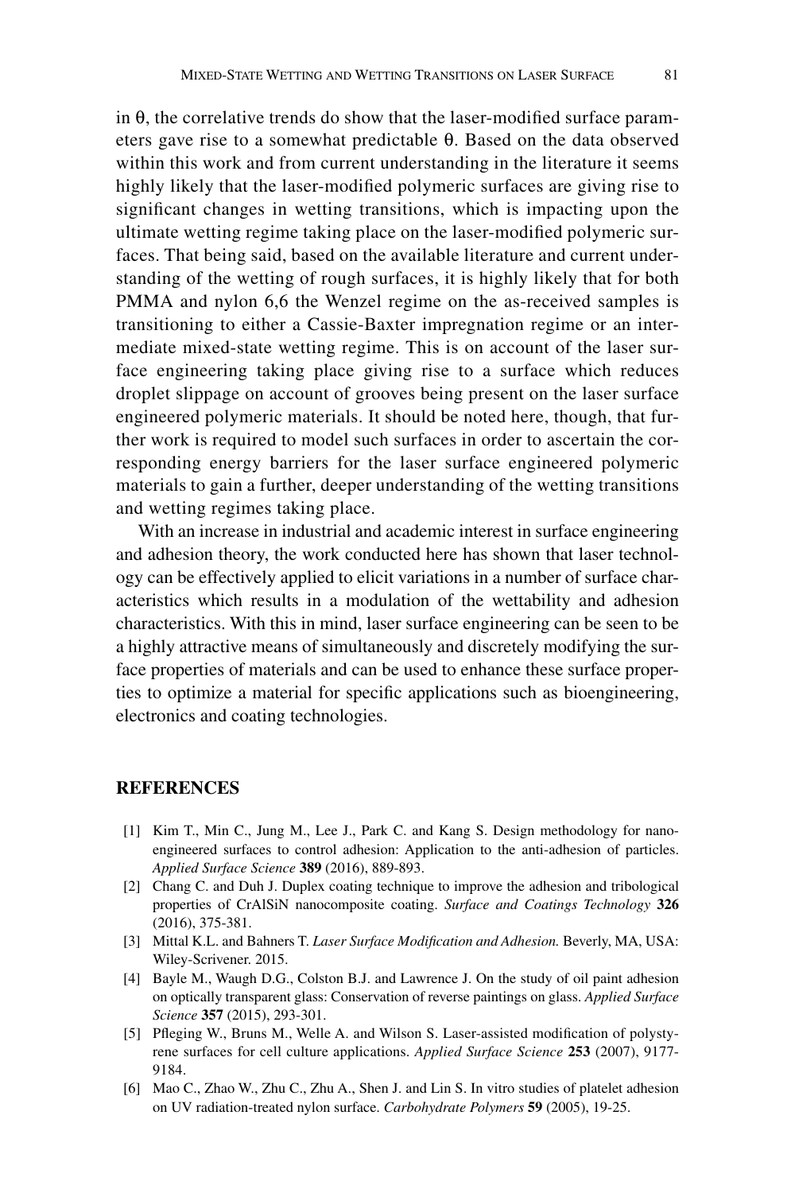in θ, the correlative trends do show that the laser-modified surface parameters gave rise to a somewhat predictable θ. Based on the data observed within this work and from current understanding in the literature it seems highly likely that the laser-modified polymeric surfaces are giving rise to significant changes in wetting transitions, which is impacting upon the ultimate wetting regime taking place on the laser-modified polymeric surfaces. That being said, based on the available literature and current understanding of the wetting of rough surfaces, it is highly likely that for both PMMA and nylon 6,6 the Wenzel regime on the as-received samples is transitioning to either a Cassie-Baxter impregnation regime or an intermediate mixed-state wetting regime. This is on account of the laser surface engineering taking place giving rise to a surface which reduces droplet slippage on account of grooves being present on the laser surface engineered polymeric materials. It should be noted here, though, that further work is required to model such surfaces in order to ascertain the corresponding energy barriers for the laser surface engineered polymeric materials to gain a further, deeper understanding of the wetting transitions and wetting regimes taking place.

With an increase in industrial and academic interest in surface engineering and adhesion theory, the work conducted here has shown that laser technology can be effectively applied to elicit variations in a number of surface characteristics which results in a modulation of the wettability and adhesion characteristics. With this in mind, laser surface engineering can be seen to be a highly attractive means of simultaneously and discretely modifying the surface properties of materials and can be used to enhance these surface properties to optimize a material for specific applications such as bioengineering, electronics and coating technologies.

## REFERENCES

[1] Kim T., Min C., Jung M., Lee J., Park C. and Kang S. Design methodology for nano-engineered surfaces to control adhesion: Application to the anti-adhesion of particles. *Applied Surface Science* **389** (2016), 889-893.

[2] Chang C. and Duh J. Duplex coating technique to improve the adhesion and tribological properties of CrAlSiN nanocomposite coating. *Surface and Coatings Technology* **326** (2016), 375-381.

[3] Mittal K.L. and Bahners T. *Laser Surface Modification and Adhesion.* Beverly, MA, USA: Wiley-Scrivener. 2015.

[4] Bayle M., Waugh D.G., Colston B.J. and Lawrence J. On the study of oil paint adhesion on optically transparent glass: Conservation of reverse paintings on glass. *Applied Surface Science* **357** (2015), 293-301.

[5] Pfleging W., Bruns M., Welle A. and Wilson S. Laser-assisted modification of polystyrene surfaces for cell culture applications. *Applied Surface Science* **253** (2007), 9177-9184.

[6] Mao C., Zhao W., Zhu C., Zhu A., Shen J. and Lin S. In vitro studies of platelet adhesion on UV radiation-treated nylon surface. *Carbohydrate Polymers* **59** (2005), 19-25.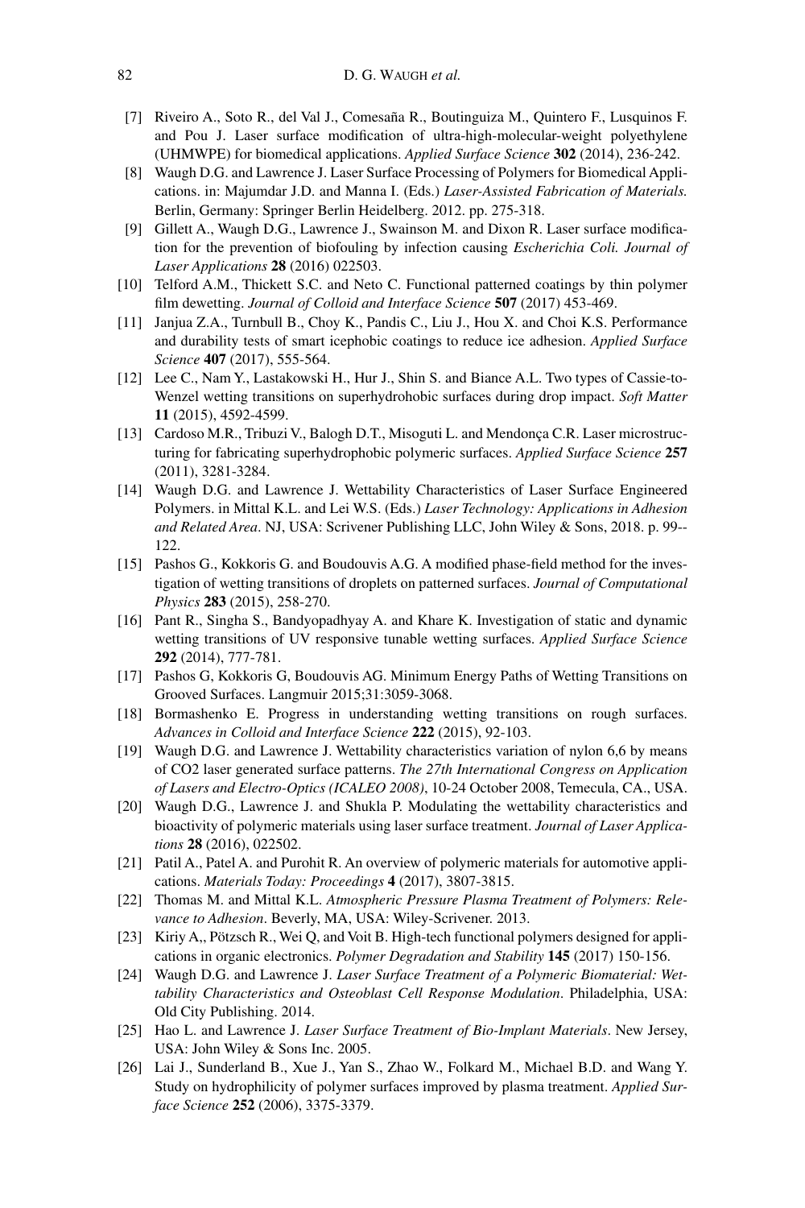[7] Riveiro A., Soto R., del Val J., Comesaña R., Boutinguiza M., Quintero F., Lusquinos F. and Pou J. Laser surface modification of ultra-high-molecular-weight polyethylene (UHMWPE) for biomedical applications. *Applied Surface Science* **302** (2014), 236-242.

[8] Waugh D.G. and Lawrence J. Laser Surface Processing of Polymers for Biomedical Applications. in: Majumdar J.D. and Manna I. (Eds.) *Laser-Assisted Fabrication of Materials.* Berlin, Germany: Springer Berlin Heidelberg. 2012. pp. 275-318.

[9] Gillett A., Waugh D.G., Lawrence J., Swainson M. and Dixon R. Laser surface modification for the prevention of biofouling by infection causing *Escherichia Coli. Journal of Laser Applications* **28** (2016) 022503.

[10] Telford A.M., Thickett S.C. and Neto C. Functional patterned coatings by thin polymer film dewetting. *Journal of Colloid and Interface Science* **507** (2017) 453-469.

[11] Janjua Z.A., Turnbull B., Choy K., Pandis C., Liu J., Hou X. and Choi K.S. Performance and durability tests of smart icephobic coatings to reduce ice adhesion. *Applied Surface Science* **407** (2017), 555-564.

[12] Lee C., Nam Y., Lastakowski H., Hur J., Shin S. and Biance A.L. Two types of Cassie-to-Wenzel wetting transitions on superhydrohobic surfaces during drop impact. *Soft Matter* **11** (2015), 4592-4599.

[13] Cardoso M.R., Tribuzi V., Balogh D.T., Misoguti L. and Mendonça C.R. Laser microstructuring for fabricating superhydrophobic polymeric surfaces. *Applied Surface Science* **257** (2011), 3281-3284.

[14] Waugh D.G. and Lawrence J. Wettability Characteristics of Laser Surface Engineered Polymers. in Mittal K.L. and Lei W.S. (Eds.) *Laser Technology: Applications in Adhesion and Related Area*. NJ, USA: Scrivener Publishing LLC, John Wiley & Sons, 2018. p. 99--122.

[15] Pashos G., Kokkoris G. and Boudouvis A.G. A modified phase-field method for the investigation of wetting transitions of droplets on patterned surfaces. *Journal of Computational Physics* **283** (2015), 258-270.

[16] Pant R., Singha S., Bandyopadhyay A. and Khare K. Investigation of static and dynamic wetting transitions of UV responsive tunable wetting surfaces. *Applied Surface Science* **292** (2014), 777-781.

[17] Pashos G, Kokkoris G, Boudouvis AG. Minimum Energy Paths of Wetting Transitions on Grooved Surfaces. Langmuir 2015;31:3059-3068.

[18] Bormashenko E. Progress in understanding wetting transitions on rough surfaces. *Advances in Colloid and Interface Science* **222** (2015), 92-103.

[19] Waugh D.G. and Lawrence J. Wettability characteristics variation of nylon 6,6 by means of CO2 laser generated surface patterns. *The 27th International Congress on Application of Lasers and Electro-Optics (ICALEO 2008)*, 10-24 October 2008, Temecula, CA., USA.

[20] Waugh D.G., Lawrence J. and Shukla P. Modulating the wettability characteristics and bioactivity of polymeric materials using laser surface treatment. *Journal of Laser Applications* **28** (2016), 022502.

[21] Patil A., Patel A. and Purohit R. An overview of polymeric materials for automotive applications. *Materials Today: Proceedings* **4** (2017), 3807-3815.

[22] Thomas M. and Mittal K.L. *Atmospheric Pressure Plasma Treatment of Polymers: Relevance to Adhesion*. Beverly, MA, USA: Wiley-Scrivener. 2013.

[23] Kiriy A,, Pötzsch R., Wei Q, and Voit B. High-tech functional polymers designed for applications in organic electronics. *Polymer Degradation and Stability* **145** (2017) 150-156.

[24] Waugh D.G. and Lawrence J. *Laser Surface Treatment of a Polymeric Biomaterial: Wettability Characteristics and Osteoblast Cell Response Modulation*. Philadelphia, USA: Old City Publishing. 2014.

[25] Hao L. and Lawrence J. *Laser Surface Treatment of Bio-Implant Materials*. New Jersey, USA: John Wiley & Sons Inc. 2005.

[26] Lai J., Sunderland B., Xue J., Yan S., Zhao W., Folkard M., Michael B.D. and Wang Y. Study on hydrophilicity of polymer surfaces improved by plasma treatment. *Applied Surface Science* **252** (2006), 3375-3379.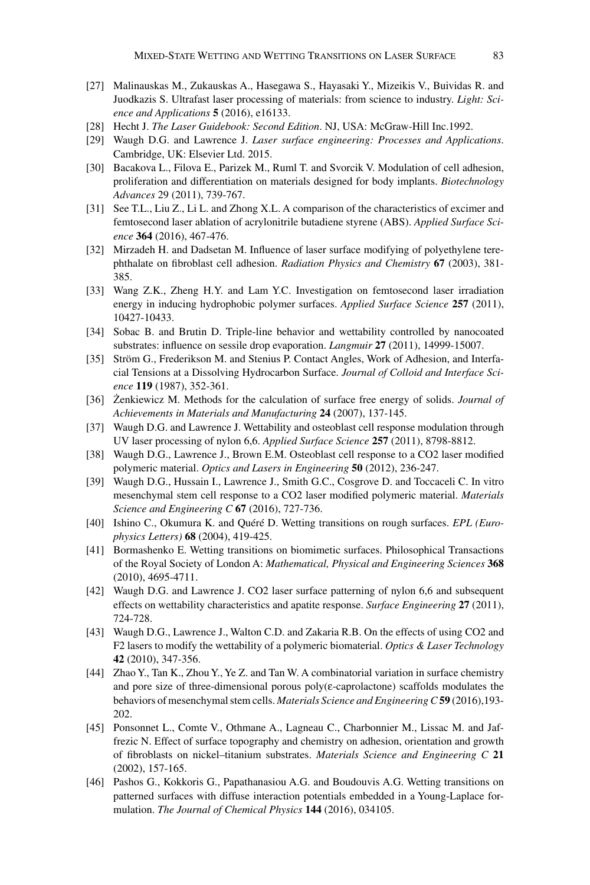[27] Malinauskas M., Zukauskas A., Hasegawa S., Hayasaki Y., Mizeikis V., Buividas R. and Juodkazis S. Ultrafast laser processing of materials: from science to industry. *Light: Science and Applications* **5** (2016), e16133.

[28] Hecht J. *The Laser Guidebook: Second Edition*. NJ, USA: McGraw-Hill Inc.1992.

[29] Waugh D.G. and Lawrence J. *Laser surface engineering: Processes and Applications*. Cambridge, UK: Elsevier Ltd. 2015.

[30] Bacakova L., Filova E., Parizek M., Ruml T. and Svorcik V. Modulation of cell adhesion, proliferation and differentiation on materials designed for body implants. *Biotechnology Advances* 29 (2011), 739-767.

[31] See T.L., Liu Z., Li L. and Zhong X.L. A comparison of the characteristics of excimer and femtosecond laser ablation of acrylonitrile butadiene styrene (ABS). *Applied Surface Science* **364** (2016), 467-476.

[32] Mirzadeh H. and Dadsetan M. Influence of laser surface modifying of polyethylene terephthalate on fibroblast cell adhesion. *Radiation Physics and Chemistry* **67** (2003), 381-385.

[33] Wang Z.K., Zheng H.Y. and Lam Y.C. Investigation on femtosecond laser irradiation energy in inducing hydrophobic polymer surfaces. *Applied Surface Science* **257** (2011), 10427-10433.

[34] Sobac B. and Brutin D. Triple-line behavior and wettability controlled by nanocoated substrates: influence on sessile drop evaporation. *Langmuir* **27** (2011), 14999-15007.

[35] Ström G., Frederikson M. and Stenius P. Contact Angles, Work of Adhesion, and Interfacial Tensions at a Dissolving Hydrocarbon Surface. *Journal of Colloid and Interface Science* **119** (1987), 352-361.

[36] Żenkiewicz M. Methods for the calculation of surface free energy of solids. *Journal of Achievements in Materials and Manufacturing* **24** (2007), 137-145.

[37] Waugh D.G. and Lawrence J. Wettability and osteoblast cell response modulation through UV laser processing of nylon 6,6. *Applied Surface Science* **257** (2011), 8798-8812.

[38] Waugh D.G., Lawrence J., Brown E.M. Osteoblast cell response to a CO2 laser modified polymeric material. *Optics and Lasers in Engineering* **50** (2012), 236-247.

[39] Waugh D.G., Hussain I., Lawrence J., Smith G.C., Cosgrove D. and Toccaceli C. In vitro mesenchymal stem cell response to a CO2 laser modified polymeric material. *Materials Science and Engineering C* **67** (2016), 727-736.

[40] Ishino C., Okumura K. and Quéré D. Wetting transitions on rough surfaces. *EPL (Europhysics Letters)* **68** (2004), 419-425.

[41] Bormashenko E. Wetting transitions on biomimetic surfaces. Philosophical Transactions of the Royal Society of London A: *Mathematical, Physical and Engineering Sciences* **368** (2010), 4695-4711.

[42] Waugh D.G. and Lawrence J. CO2 laser surface patterning of nylon 6,6 and subsequent effects on wettability characteristics and apatite response. *Surface Engineering* **27** (2011), 724-728.

[43] Waugh D.G., Lawrence J., Walton C.D. and Zakaria R.B. On the effects of using CO2 and F2 lasers to modify the wettability of a polymeric biomaterial. *Optics & Laser Technology* **42** (2010), 347-356.

[44] Zhao Y., Tan K., Zhou Y., Ye Z. and Tan W. A combinatorial variation in surface chemistry and pore size of three-dimensional porous poly(ε-caprolactone) scaffolds modulates the behaviors of mesenchymal stem cells. *Materials Science and Engineering C* **59** (2016),193-202.

[45] Ponsonnet L., Comte V., Othmane A., Lagneau C., Charbonnier M., Lissac M. and Jaffrezic N. Effect of surface topography and chemistry on adhesion, orientation and growth of fibroblasts on nickel–titanium substrates. *Materials Science and Engineering C* **21** (2002), 157-165.

[46] Pashos G., Kokkoris G., Papathanasiou A.G. and Boudouvis A.G. Wetting transitions on patterned surfaces with diffuse interaction potentials embedded in a Young-Laplace formulation. *The Journal of Chemical Physics* **144** (2016), 034105.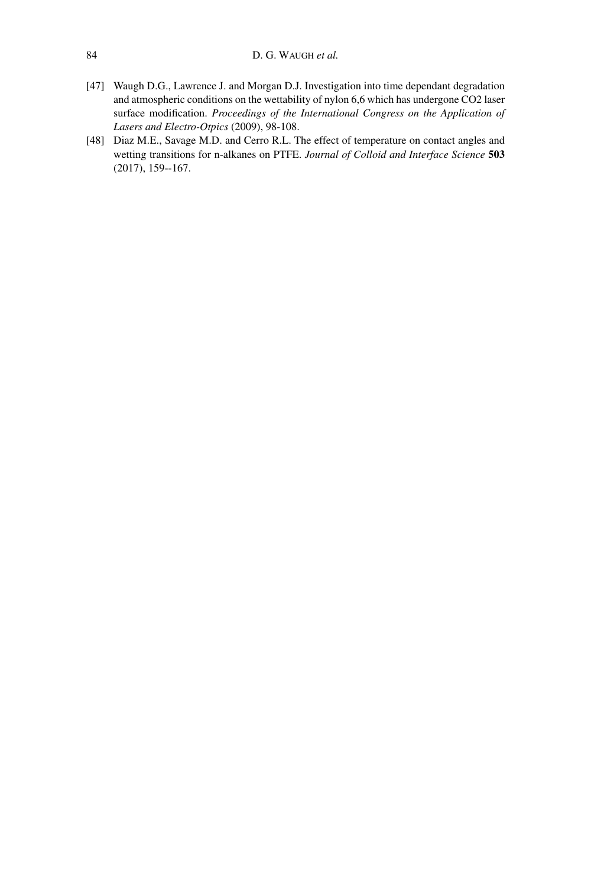[47] Waugh D.G., Lawrence J. and Morgan D.J. Investigation into time dependant degradation and atmospheric conditions on the wettability of nylon 6,6 which has undergone CO2 laser surface modification. *Proceedings of the International Congress on the Application of Lasers and Electro-Otpics* (2009), 98-108.

[48] Diaz M.E., Savage M.D. and Cerro R.L. The effect of temperature on contact angles and wetting transitions for n-alkanes on PTFE. *Journal of Colloid and Interface Science* **503** (2017), 159--167.